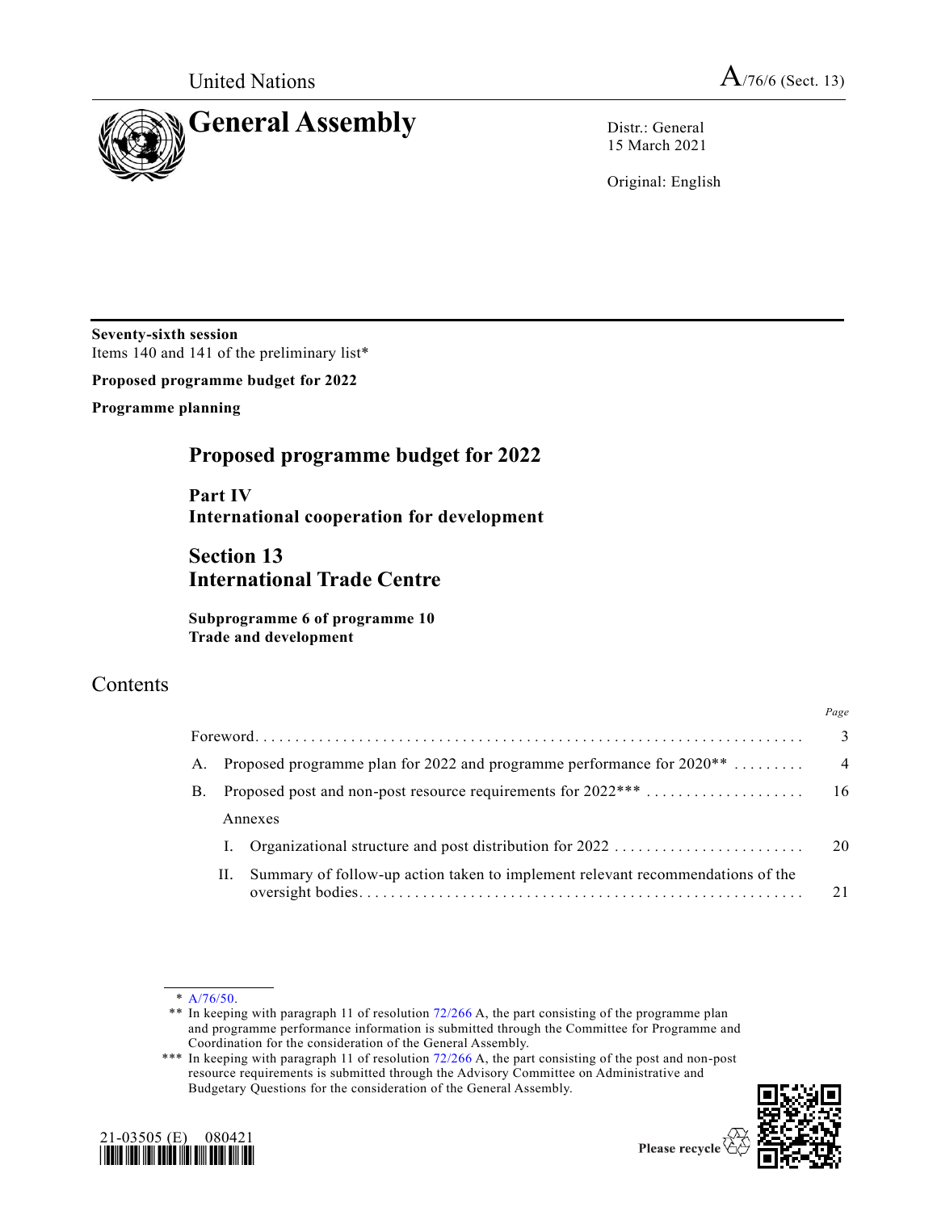United Nations

A/76/6 (Sect. 13)

# General Assembly

Distr.: General
15 March 2021

Original: English

**Seventy-sixth session**
Items 140 and 141 of the preliminary list*

**Proposed programme budget for 2022**

**Programme planning**

# Proposed programme budget for 2022

## Part IV
## International cooperation for development

## Section 13
## International Trade Centre

**Subprogramme 6 of programme 10**
**Trade and development**

## Contents

| | | Page |
|---|---|---|
| | Foreword | 3 |
| A. | Proposed programme plan for 2022 and programme performance for 2020** | 4 |
| B. | Proposed post and non-post resource requirements for 2022*** | 16 |
| | Annexes | |
| | I. Organizational structure and post distribution for 2022 | 20 |
| | II. Summary of follow-up action taken to implement relevant recommendations of the oversight bodies | 21 |

---

* A/76/50.

** In keeping with paragraph 11 of resolution 72/266 A, the part consisting of the programme plan and programme performance information is submitted through the Committee for Programme and Coordination for the consideration of the General Assembly.

*** In keeping with paragraph 11 of resolution 72/266 A, the part consisting of the post and non-post resource requirements is submitted through the Advisory Committee on Administrative and Budgetary Questions for the consideration of the General Assembly.

21-03505 (E) 080421

Please recycle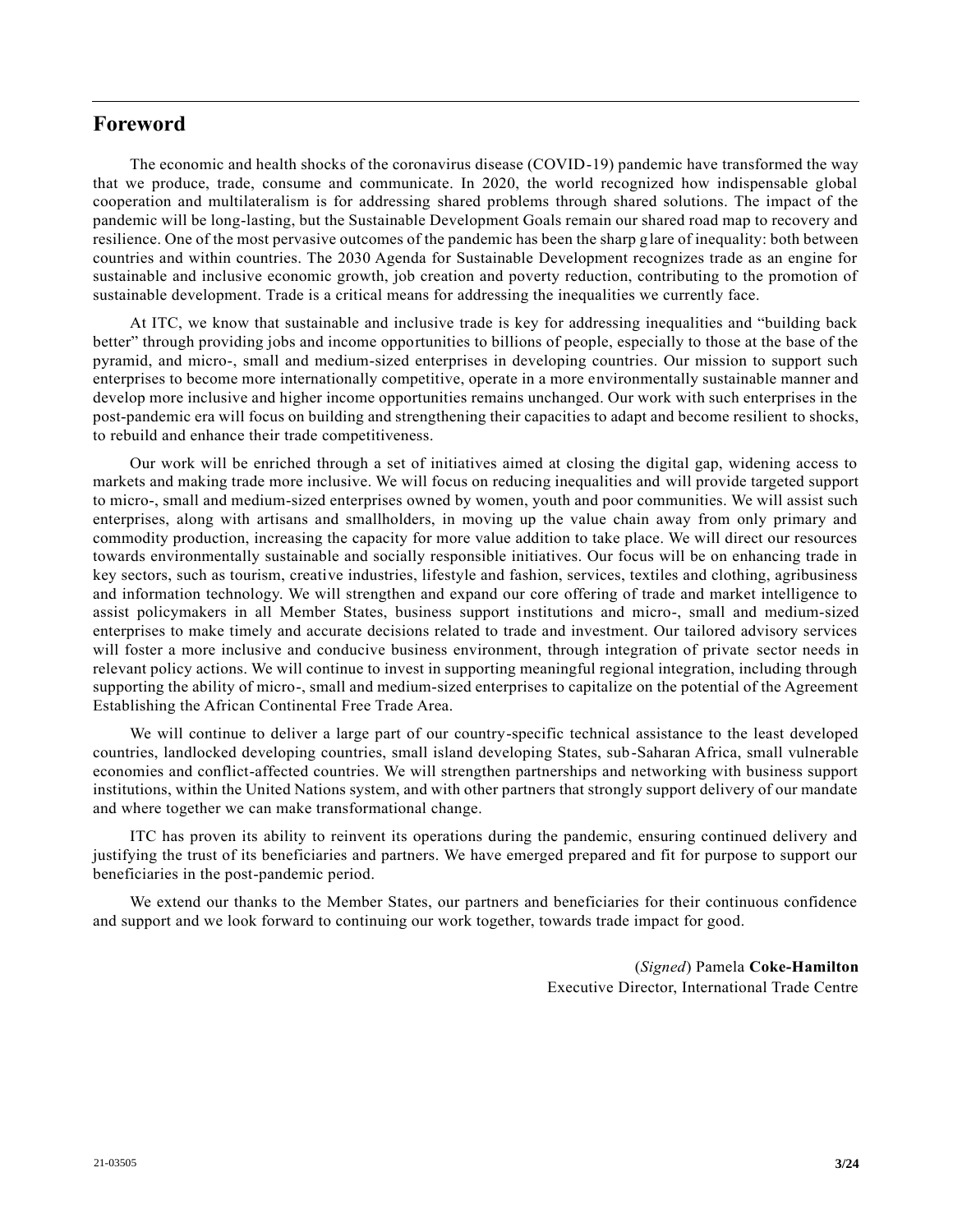## Foreword

The economic and health shocks of the coronavirus disease (COVID-19) pandemic have transformed the way that we produce, trade, consume and communicate. In 2020, the world recognized how indispensable global cooperation and multilateralism is for addressing shared problems through shared solutions. The impact of the pandemic will be long-lasting, but the Sustainable Development Goals remain our shared road map to recovery and resilience. One of the most pervasive outcomes of the pandemic has been the sharp glare of inequality: both between countries and within countries. The 2030 Agenda for Sustainable Development recognizes trade as an engine for sustainable and inclusive economic growth, job creation and poverty reduction, contributing to the promotion of sustainable development. Trade is a critical means for addressing the inequalities we currently face.

At ITC, we know that sustainable and inclusive trade is key for addressing inequalities and "building back better" through providing jobs and income opportunities to billions of people, especially to those at the base of the pyramid, and micro-, small and medium-sized enterprises in developing countries. Our mission to support such enterprises to become more internationally competitive, operate in a more environmentally sustainable manner and develop more inclusive and higher income opportunities remains unchanged. Our work with such enterprises in the post-pandemic era will focus on building and strengthening their capacities to adapt and become resilient to shocks, to rebuild and enhance their trade competitiveness.

Our work will be enriched through a set of initiatives aimed at closing the digital gap, widening access to markets and making trade more inclusive. We will focus on reducing inequalities and will provide targeted support to micro-, small and medium-sized enterprises owned by women, youth and poor communities. We will assist such enterprises, along with artisans and smallholders, in moving up the value chain away from only primary and commodity production, increasing the capacity for more value addition to take place. We will direct our resources towards environmentally sustainable and socially responsible initiatives. Our focus will be on enhancing trade in key sectors, such as tourism, creative industries, lifestyle and fashion, services, textiles and clothing, agribusiness and information technology. We will strengthen and expand our core offering of trade and market intelligence to assist policymakers in all Member States, business support institutions and micro-, small and medium-sized enterprises to make timely and accurate decisions related to trade and investment. Our tailored advisory services will foster a more inclusive and conducive business environment, through integration of private sector needs in relevant policy actions. We will continue to invest in supporting meaningful regional integration, including through supporting the ability of micro-, small and medium-sized enterprises to capitalize on the potential of the Agreement Establishing the African Continental Free Trade Area.

We will continue to deliver a large part of our country-specific technical assistance to the least developed countries, landlocked developing countries, small island developing States, sub-Saharan Africa, small vulnerable economies and conflict-affected countries. We will strengthen partnerships and networking with business support institutions, within the United Nations system, and with other partners that strongly support delivery of our mandate and where together we can make transformational change.

ITC has proven its ability to reinvent its operations during the pandemic, ensuring continued delivery and justifying the trust of its beneficiaries and partners. We have emerged prepared and fit for purpose to support our beneficiaries in the post-pandemic period.

We extend our thanks to the Member States, our partners and beneficiaries for their continuous confidence and support and we look forward to continuing our work together, towards trade impact for good.

(*Signed*) Pamela **Coke-Hamilton**
Executive Director, International Trade Centre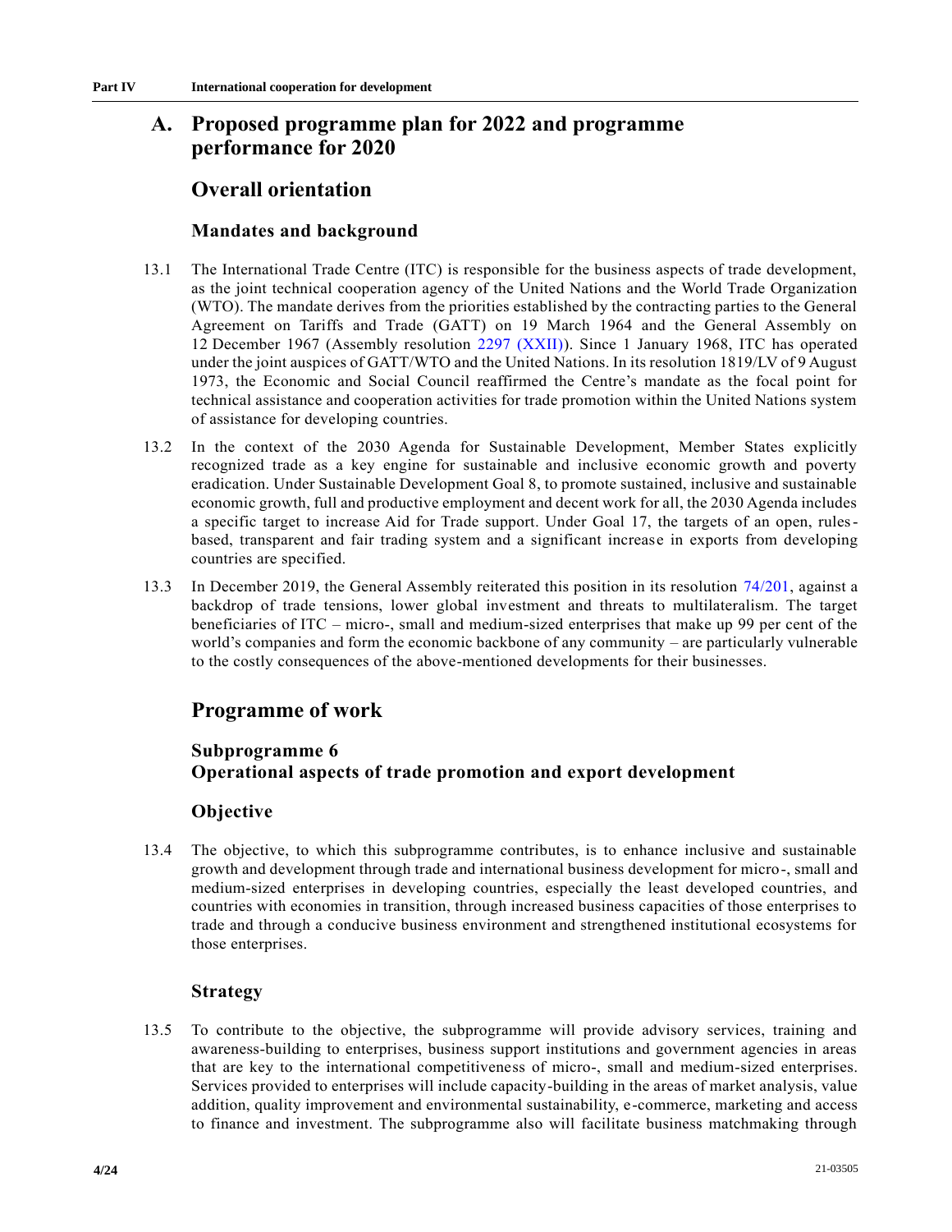# A. Proposed programme plan for 2022 and programme performance for 2020

## Overall orientation

### Mandates and background

13.1 The International Trade Centre (ITC) is responsible for the business aspects of trade development, as the joint technical cooperation agency of the United Nations and the World Trade Organization (WTO). The mandate derives from the priorities established by the contracting parties to the General Agreement on Tariffs and Trade (GATT) on 19 March 1964 and the General Assembly on 12 December 1967 (Assembly resolution 2297 (XXII)). Since 1 January 1968, ITC has operated under the joint auspices of GATT/WTO and the United Nations. In its resolution 1819/LV of 9 August 1973, the Economic and Social Council reaffirmed the Centre's mandate as the focal point for technical assistance and cooperation activities for trade promotion within the United Nations system of assistance for developing countries.

13.2 In the context of the 2030 Agenda for Sustainable Development, Member States explicitly recognized trade as a key engine for sustainable and inclusive economic growth and poverty eradication. Under Sustainable Development Goal 8, to promote sustained, inclusive and sustainable economic growth, full and productive employment and decent work for all, the 2030 Agenda includes a specific target to increase Aid for Trade support. Under Goal 17, the targets of an open, rules-based, transparent and fair trading system and a significant increase in exports from developing countries are specified.

13.3 In December 2019, the General Assembly reiterated this position in its resolution 74/201, against a backdrop of trade tensions, lower global investment and threats to multilateralism. The target beneficiaries of ITC – micro-, small and medium-sized enterprises that make up 99 per cent of the world's companies and form the economic backbone of any community – are particularly vulnerable to the costly consequences of the above-mentioned developments for their businesses.

## Programme of work

### Subprogramme 6
### Operational aspects of trade promotion and export development

### Objective

13.4 The objective, to which this subprogramme contributes, is to enhance inclusive and sustainable growth and development through trade and international business development for micro-, small and medium-sized enterprises in developing countries, especially the least developed countries, and countries with economies in transition, through increased business capacities of those enterprises to trade and through a conducive business environment and strengthened institutional ecosystems for those enterprises.

### Strategy

13.5 To contribute to the objective, the subprogramme will provide advisory services, training and awareness-building to enterprises, business support institutions and government agencies in areas that are key to the international competitiveness of micro-, small and medium-sized enterprises. Services provided to enterprises will include capacity-building in the areas of market analysis, value addition, quality improvement and environmental sustainability, e-commerce, marketing and access to finance and investment. The subprogramme also will facilitate business matchmaking through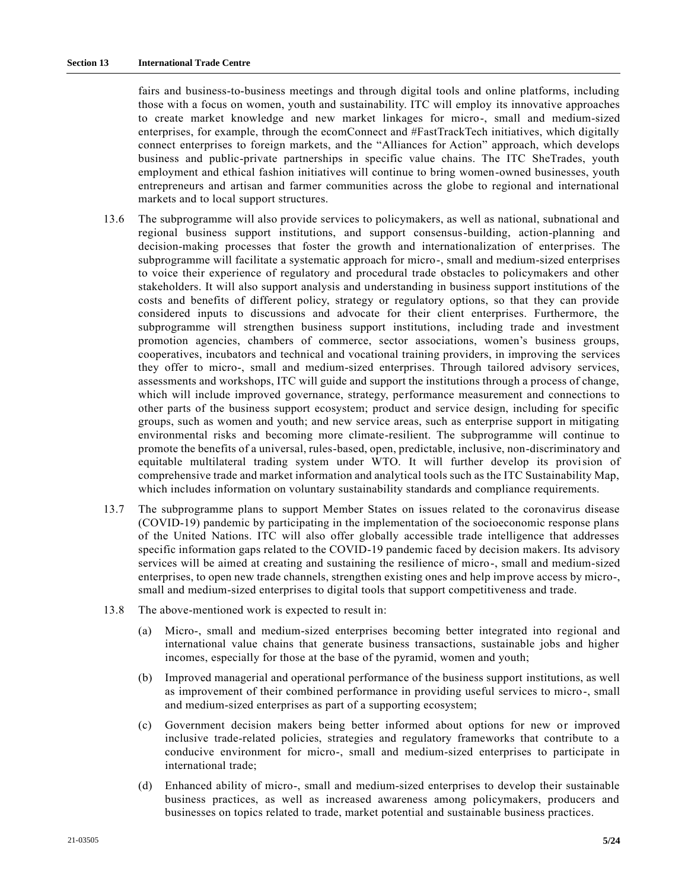fairs and business-to-business meetings and through digital tools and online platforms, including those with a focus on women, youth and sustainability. ITC will employ its innovative approaches to create market knowledge and new market linkages for micro-, small and medium-sized enterprises, for example, through the ecomConnect and #FastTrackTech initiatives, which digitally connect enterprises to foreign markets, and the "Alliances for Action" approach, which develops business and public-private partnerships in specific value chains. The ITC SheTrades, youth employment and ethical fashion initiatives will continue to bring women-owned businesses, youth entrepreneurs and artisan and farmer communities across the globe to regional and international markets and to local support structures.

13.6 The subprogramme will also provide services to policymakers, as well as national, subnational and regional business support institutions, and support consensus-building, action-planning and decision-making processes that foster the growth and internationalization of enterprises. The subprogramme will facilitate a systematic approach for micro-, small and medium-sized enterprises to voice their experience of regulatory and procedural trade obstacles to policymakers and other stakeholders. It will also support analysis and understanding in business support institutions of the costs and benefits of different policy, strategy or regulatory options, so that they can provide considered inputs to discussions and advocate for their client enterprises. Furthermore, the subprogramme will strengthen business support institutions, including trade and investment promotion agencies, chambers of commerce, sector associations, women's business groups, cooperatives, incubators and technical and vocational training providers, in improving the services they offer to micro-, small and medium-sized enterprises. Through tailored advisory services, assessments and workshops, ITC will guide and support the institutions through a process of change, which will include improved governance, strategy, performance measurement and connections to other parts of the business support ecosystem; product and service design, including for specific groups, such as women and youth; and new service areas, such as enterprise support in mitigating environmental risks and becoming more climate-resilient. The subprogramme will continue to promote the benefits of a universal, rules-based, open, predictable, inclusive, non-discriminatory and equitable multilateral trading system under WTO. It will further develop its provision of comprehensive trade and market information and analytical tools such as the ITC Sustainability Map, which includes information on voluntary sustainability standards and compliance requirements.

13.7 The subprogramme plans to support Member States on issues related to the coronavirus disease (COVID-19) pandemic by participating in the implementation of the socioeconomic response plans of the United Nations. ITC will also offer globally accessible trade intelligence that addresses specific information gaps related to the COVID-19 pandemic faced by decision makers. Its advisory services will be aimed at creating and sustaining the resilience of micro-, small and medium-sized enterprises, to open new trade channels, strengthen existing ones and help improve access by micro-, small and medium-sized enterprises to digital tools that support competitiveness and trade.

13.8 The above-mentioned work is expected to result in:

(a) Micro-, small and medium-sized enterprises becoming better integrated into regional and international value chains that generate business transactions, sustainable jobs and higher incomes, especially for those at the base of the pyramid, women and youth;

(b) Improved managerial and operational performance of the business support institutions, as well as improvement of their combined performance in providing useful services to micro-, small and medium-sized enterprises as part of a supporting ecosystem;

(c) Government decision makers being better informed about options for new or improved inclusive trade-related policies, strategies and regulatory frameworks that contribute to a conducive environment for micro-, small and medium-sized enterprises to participate in international trade;

(d) Enhanced ability of micro-, small and medium-sized enterprises to develop their sustainable business practices, as well as increased awareness among policymakers, producers and businesses on topics related to trade, market potential and sustainable business practices.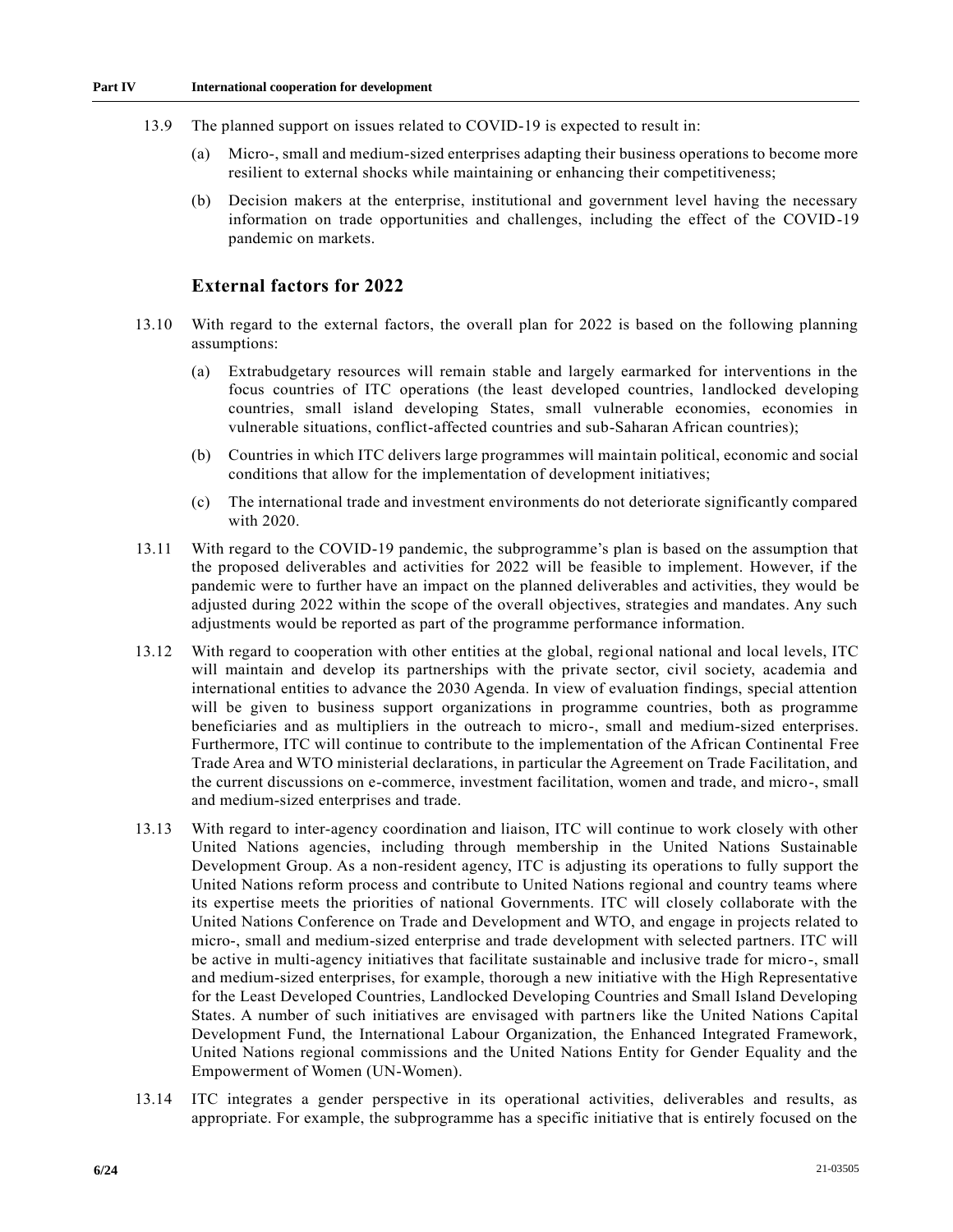13.9 The planned support on issues related to COVID-19 is expected to result in:

(a) Micro-, small and medium-sized enterprises adapting their business operations to become more resilient to external shocks while maintaining or enhancing their competitiveness;

(b) Decision makers at the enterprise, institutional and government level having the necessary information on trade opportunities and challenges, including the effect of the COVID-19 pandemic on markets.

## External factors for 2022

13.10 With regard to the external factors, the overall plan for 2022 is based on the following planning assumptions:

(a) Extrabudgetary resources will remain stable and largely earmarked for interventions in the focus countries of ITC operations (the least developed countries, landlocked developing countries, small island developing States, small vulnerable economies, economies in vulnerable situations, conflict-affected countries and sub-Saharan African countries);

(b) Countries in which ITC delivers large programmes will maintain political, economic and social conditions that allow for the implementation of development initiatives;

(c) The international trade and investment environments do not deteriorate significantly compared with 2020.

13.11 With regard to the COVID-19 pandemic, the subprogramme's plan is based on the assumption that the proposed deliverables and activities for 2022 will be feasible to implement. However, if the pandemic were to further have an impact on the planned deliverables and activities, they would be adjusted during 2022 within the scope of the overall objectives, strategies and mandates. Any such adjustments would be reported as part of the programme performance information.

13.12 With regard to cooperation with other entities at the global, regional national and local levels, ITC will maintain and develop its partnerships with the private sector, civil society, academia and international entities to advance the 2030 Agenda. In view of evaluation findings, special attention will be given to business support organizations in programme countries, both as programme beneficiaries and as multipliers in the outreach to micro-, small and medium-sized enterprises. Furthermore, ITC will continue to contribute to the implementation of the African Continental Free Trade Area and WTO ministerial declarations, in particular the Agreement on Trade Facilitation, and the current discussions on e-commerce, investment facilitation, women and trade, and micro-, small and medium-sized enterprises and trade.

13.13 With regard to inter-agency coordination and liaison, ITC will continue to work closely with other United Nations agencies, including through membership in the United Nations Sustainable Development Group. As a non-resident agency, ITC is adjusting its operations to fully support the United Nations reform process and contribute to United Nations regional and country teams where its expertise meets the priorities of national Governments. ITC will closely collaborate with the United Nations Conference on Trade and Development and WTO, and engage in projects related to micro-, small and medium-sized enterprise and trade development with selected partners. ITC will be active in multi-agency initiatives that facilitate sustainable and inclusive trade for micro-, small and medium-sized enterprises, for example, thorough a new initiative with the High Representative for the Least Developed Countries, Landlocked Developing Countries and Small Island Developing States. A number of such initiatives are envisaged with partners like the United Nations Capital Development Fund, the International Labour Organization, the Enhanced Integrated Framework, United Nations regional commissions and the United Nations Entity for Gender Equality and the Empowerment of Women (UN-Women).

13.14 ITC integrates a gender perspective in its operational activities, deliverables and results, as appropriate. For example, the subprogramme has a specific initiative that is entirely focused on the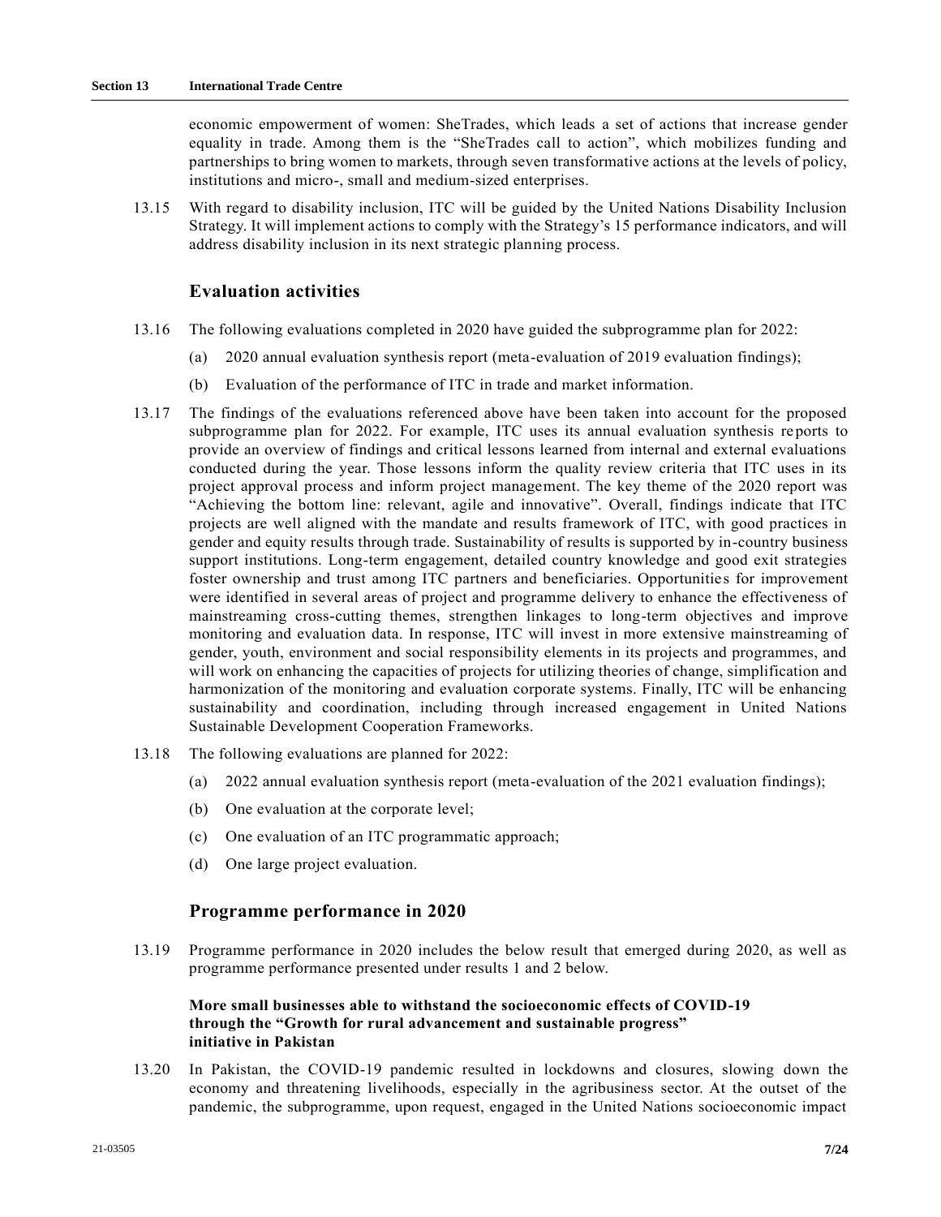economic empowerment of women: SheTrades, which leads a set of actions that increase gender equality in trade. Among them is the "SheTrades call to action", which mobilizes funding and partnerships to bring women to markets, through seven transformative actions at the levels of policy, institutions and micro-, small and medium-sized enterprises.

13.15 With regard to disability inclusion, ITC will be guided by the United Nations Disability Inclusion Strategy. It will implement actions to comply with the Strategy's 15 performance indicators, and will address disability inclusion in its next strategic planning process.

## Evaluation activities

13.16 The following evaluations completed in 2020 have guided the subprogramme plan for 2022:

(a) 2020 annual evaluation synthesis report (meta-evaluation of 2019 evaluation findings);

(b) Evaluation of the performance of ITC in trade and market information.

13.17 The findings of the evaluations referenced above have been taken into account for the proposed subprogramme plan for 2022. For example, ITC uses its annual evaluation synthesis reports to provide an overview of findings and critical lessons learned from internal and external evaluations conducted during the year. Those lessons inform the quality review criteria that ITC uses in its project approval process and inform project management. The key theme of the 2020 report was "Achieving the bottom line: relevant, agile and innovative". Overall, findings indicate that ITC projects are well aligned with the mandate and results framework of ITC, with good practices in gender and equity results through trade. Sustainability of results is supported by in-country business support institutions. Long-term engagement, detailed country knowledge and good exit strategies foster ownership and trust among ITC partners and beneficiaries. Opportunities for improvement were identified in several areas of project and programme delivery to enhance the effectiveness of mainstreaming cross-cutting themes, strengthen linkages to long-term objectives and improve monitoring and evaluation data. In response, ITC will invest in more extensive mainstreaming of gender, youth, environment and social responsibility elements in its projects and programmes, and will work on enhancing the capacities of projects for utilizing theories of change, simplification and harmonization of the monitoring and evaluation corporate systems. Finally, ITC will be enhancing sustainability and coordination, including through increased engagement in United Nations Sustainable Development Cooperation Frameworks.

13.18 The following evaluations are planned for 2022:

(a) 2022 annual evaluation synthesis report (meta-evaluation of the 2021 evaluation findings);

(b) One evaluation at the corporate level;

(c) One evaluation of an ITC programmatic approach;

(d) One large project evaluation.

## Programme performance in 2020

13.19 Programme performance in 2020 includes the below result that emerged during 2020, as well as programme performance presented under results 1 and 2 below.

### More small businesses able to withstand the socioeconomic effects of COVID-19 through the "Growth for rural advancement and sustainable progress" initiative in Pakistan

13.20 In Pakistan, the COVID-19 pandemic resulted in lockdowns and closures, slowing down the economy and threatening livelihoods, especially in the agribusiness sector. At the outset of the pandemic, the subprogramme, upon request, engaged in the United Nations socioeconomic impact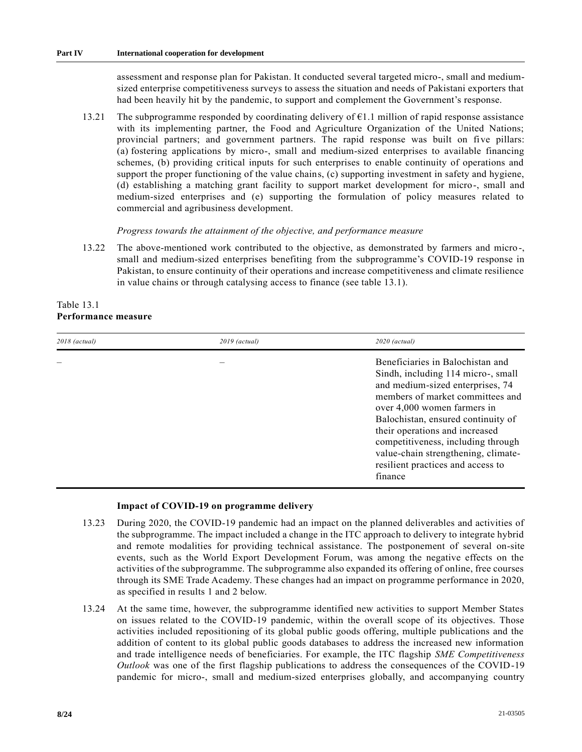assessment and response plan for Pakistan. It conducted several targeted micro-, small and medium-sized enterprise competitiveness surveys to assess the situation and needs of Pakistani exporters that had been heavily hit by the pandemic, to support and complement the Government's response.

13.21 The subprogramme responded by coordinating delivery of €1.1 million of rapid response assistance with its implementing partner, the Food and Agriculture Organization of the United Nations; provincial partners; and government partners. The rapid response was built on five pillars: (a) fostering applications by micro-, small and medium-sized enterprises to available financing schemes, (b) providing critical inputs for such enterprises to enable continuity of operations and support the proper functioning of the value chains, (c) supporting investment in safety and hygiene, (d) establishing a matching grant facility to support market development for micro-, small and medium-sized enterprises and (e) supporting the formulation of policy measures related to commercial and agribusiness development.

*Progress towards the attainment of the objective, and performance measure*

13.22 The above-mentioned work contributed to the objective, as demonstrated by farmers and micro-, small and medium-sized enterprises benefiting from the subprogramme's COVID-19 response in Pakistan, to ensure continuity of their operations and increase competitiveness and climate resilience in value chains or through catalysing access to finance (see table 13.1).

Table 13.1
**Performance measure**

| *2018 (actual)* | *2019 (actual)* | *2020 (actual)* |
|---|---|---|
| – | – | Beneficiaries in Balochistan and Sindh, including 114 micro-, small and medium-sized enterprises, 74 members of market committees and over 4,000 women farmers in Balochistan, ensured continuity of their operations and increased competitiveness, including through value-chain strengthening, climate-resilient practices and access to finance |

**Impact of COVID-19 on programme delivery**

13.23 During 2020, the COVID-19 pandemic had an impact on the planned deliverables and activities of the subprogramme. The impact included a change in the ITC approach to delivery to integrate hybrid and remote modalities for providing technical assistance. The postponement of several on-site events, such as the World Export Development Forum, was among the negative effects on the activities of the subprogramme. The subprogramme also expanded its offering of online, free courses through its SME Trade Academy. These changes had an impact on programme performance in 2020, as specified in results 1 and 2 below.

13.24 At the same time, however, the subprogramme identified new activities to support Member States on issues related to the COVID-19 pandemic, within the overall scope of its objectives. Those activities included repositioning of its global public goods offering, multiple publications and the addition of content to its global public goods databases to address the increased new information and trade intelligence needs of beneficiaries. For example, the ITC flagship *SME Competitiveness Outlook* was one of the first flagship publications to address the consequences of the COVID-19 pandemic for micro-, small and medium-sized enterprises globally, and accompanying country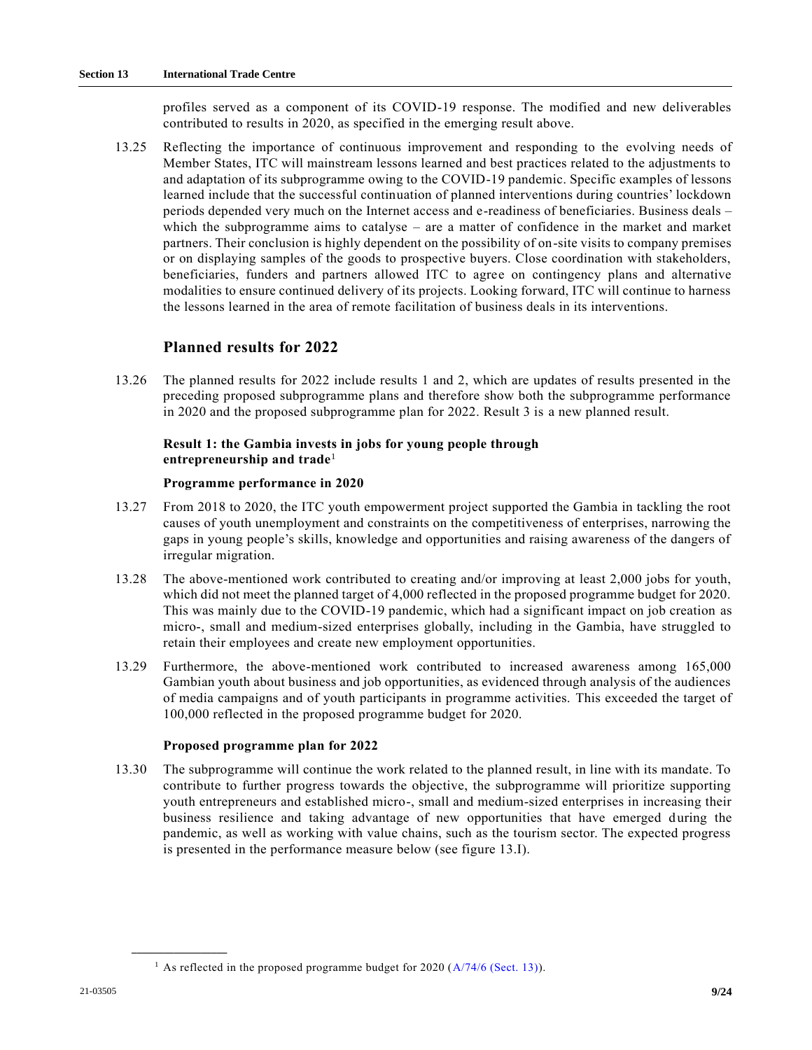profiles served as a component of its COVID-19 response. The modified and new deliverables contributed to results in 2020, as specified in the emerging result above.

13.25 Reflecting the importance of continuous improvement and responding to the evolving needs of Member States, ITC will mainstream lessons learned and best practices related to the adjustments to and adaptation of its subprogramme owing to the COVID-19 pandemic. Specific examples of lessons learned include that the successful continuation of planned interventions during countries' lockdown periods depended very much on the Internet access and e-readiness of beneficiaries. Business deals – which the subprogramme aims to catalyse – are a matter of confidence in the market and market partners. Their conclusion is highly dependent on the possibility of on-site visits to company premises or on displaying samples of the goods to prospective buyers. Close coordination with stakeholders, beneficiaries, funders and partners allowed ITC to agree on contingency plans and alternative modalities to ensure continued delivery of its projects. Looking forward, ITC will continue to harness the lessons learned in the area of remote facilitation of business deals in its interventions.

## Planned results for 2022

13.26 The planned results for 2022 include results 1 and 2, which are updates of results presented in the preceding proposed subprogramme plans and therefore show both the subprogramme performance in 2020 and the proposed subprogramme plan for 2022. Result 3 is a new planned result.

### Result 1: the Gambia invests in jobs for young people through entrepreneurship and trade[1]

#### Programme performance in 2020

13.27 From 2018 to 2020, the ITC youth empowerment project supported the Gambia in tackling the root causes of youth unemployment and constraints on the competitiveness of enterprises, narrowing the gaps in young people's skills, knowledge and opportunities and raising awareness of the dangers of irregular migration.

13.28 The above-mentioned work contributed to creating and/or improving at least 2,000 jobs for youth, which did not meet the planned target of 4,000 reflected in the proposed programme budget for 2020. This was mainly due to the COVID-19 pandemic, which had a significant impact on job creation as micro-, small and medium-sized enterprises globally, including in the Gambia, have struggled to retain their employees and create new employment opportunities.

13.29 Furthermore, the above-mentioned work contributed to increased awareness among 165,000 Gambian youth about business and job opportunities, as evidenced through analysis of the audiences of media campaigns and of youth participants in programme activities. This exceeded the target of 100,000 reflected in the proposed programme budget for 2020.

#### Proposed programme plan for 2022

13.30 The subprogramme will continue the work related to the planned result, in line with its mandate. To contribute to further progress towards the objective, the subprogramme will prioritize supporting youth entrepreneurs and established micro-, small and medium-sized enterprises in increasing their business resilience and taking advantage of new opportunities that have emerged during the pandemic, as well as working with value chains, such as the tourism sector. The expected progress is presented in the performance measure below (see figure 13.I).

---

[1] As reflected in the proposed programme budget for 2020 (A/74/6 (Sect. 13)).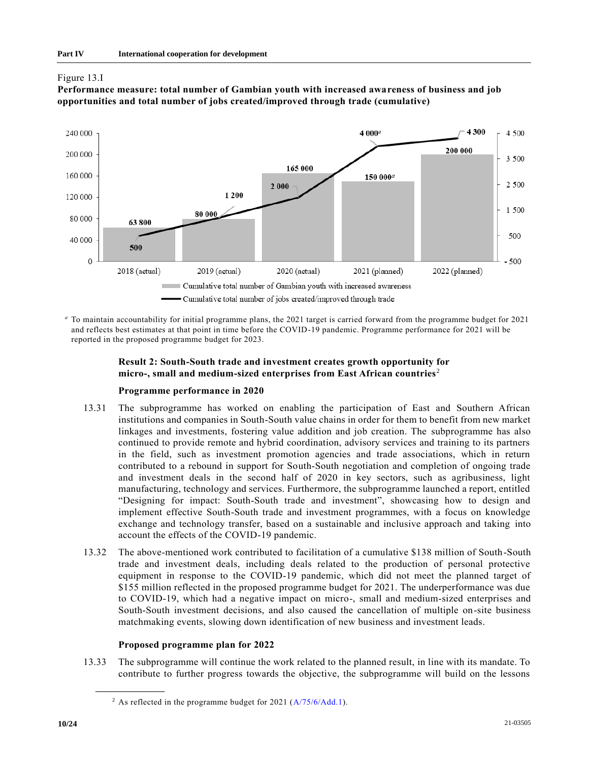Figure 13.I

**Performance measure: total number of Gambian youth with increased awareness of business and job opportunities and total number of jobs created/improved through trade (cumulative)**

| | 2018 (actual) | 2019 (actual) | 2020 (actual) | 2021 (planned) | 2022 (planned) |
|---|---|---|---|---|---|
| Cumulative total number of Gambian youth with increased awareness | 63 800 | 80 000 | 165 000 | 150 000[a] | 200 000 |
| Cumulative total number of jobs created/improved through trade | 500 | 1 200 | 2 000 | 4 000[a] | 4 300 |

[a] To maintain accountability for initial programme plans, the 2021 target is carried forward from the programme budget for 2021 and reflects best estimates at that point in time before the COVID-19 pandemic. Programme performance for 2021 will be reported in the proposed programme budget for 2023.

### Result 2: South-South trade and investment creates growth opportunity for micro-, small and medium-sized enterprises from East African countries[2]

#### Programme performance in 2020

13.31 The subprogramme has worked on enabling the participation of East and Southern African institutions and companies in South-South value chains in order for them to benefit from new market linkages and investments, fostering value addition and job creation. The subprogramme has also continued to provide remote and hybrid coordination, advisory services and training to its partners in the field, such as investment promotion agencies and trade associations, which in return contributed to a rebound in support for South-South negotiation and completion of ongoing trade and investment deals in the second half of 2020 in key sectors, such as agribusiness, light manufacturing, technology and services. Furthermore, the subprogramme launched a report, entitled "Designing for impact: South-South trade and investment", showcasing how to design and implement effective South-South trade and investment programmes, with a focus on knowledge exchange and technology transfer, based on a sustainable and inclusive approach and taking into account the effects of the COVID-19 pandemic.

13.32 The above-mentioned work contributed to facilitation of a cumulative $138 million of South-South trade and investment deals, including deals related to the production of personal protective equipment in response to the COVID-19 pandemic, which did not meet the planned target of $155 million reflected in the proposed programme budget for 2021. The underperformance was due to COVID-19, which had a negative impact on micro-, small and medium-sized enterprises and South-South investment decisions, and also caused the cancellation of multiple on-site business matchmaking events, slowing down identification of new business and investment leads.

#### Proposed programme plan for 2022

13.33 The subprogramme will continue the work related to the planned result, in line with its mandate. To contribute to further progress towards the objective, the subprogramme will build on the lessons

[2] As reflected in the programme budget for 2021 (A/75/6/Add.1).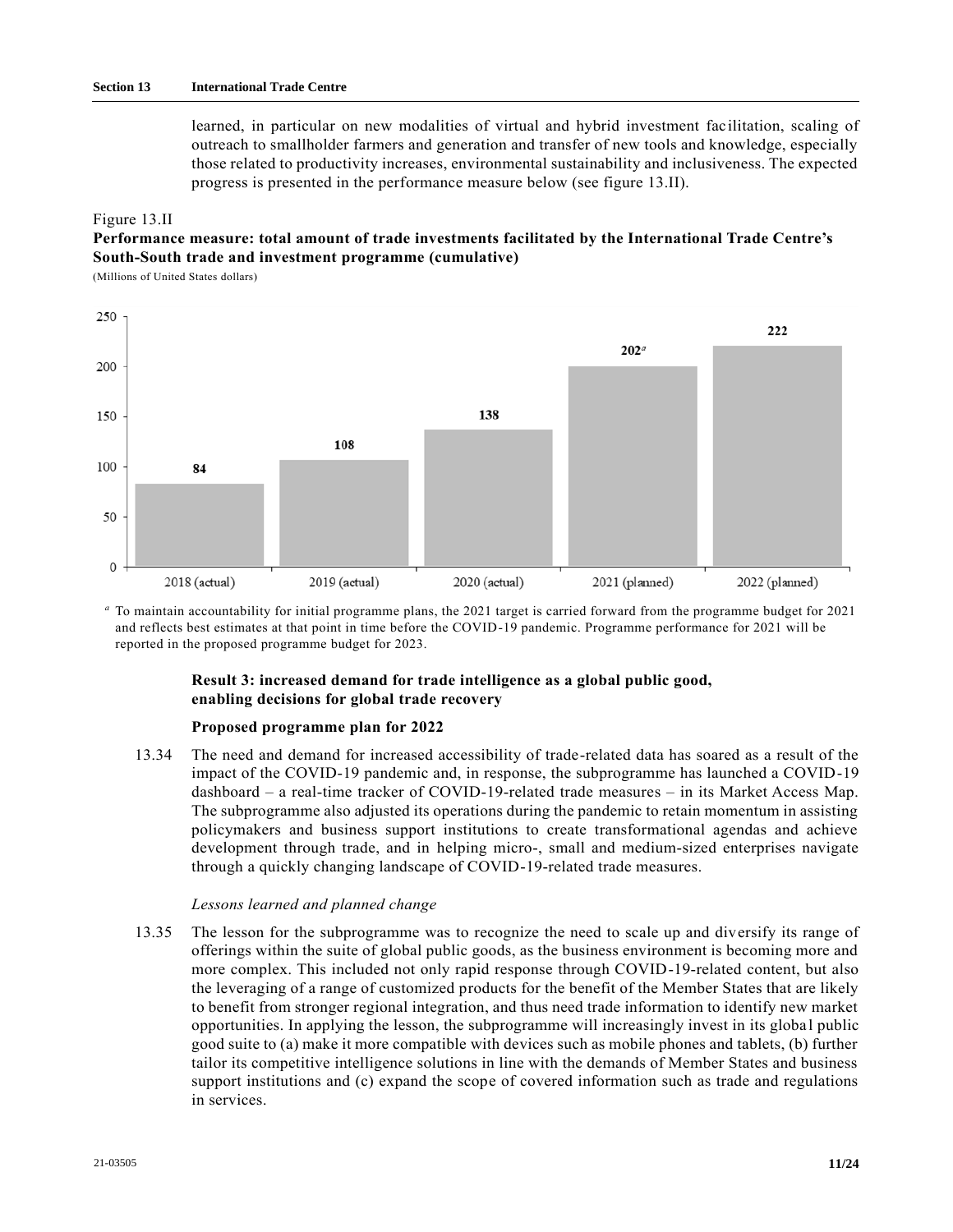learned, in particular on new modalities of virtual and hybrid investment facilitation, scaling of outreach to smallholder farmers and generation and transfer of new tools and knowledge, especially those related to productivity increases, environmental sustainability and inclusiveness. The expected progress is presented in the performance measure below (see figure 13.II).

Figure 13.II
**Performance measure: total amount of trade investments facilitated by the International Trade Centre's South-South trade and investment programme (cumulative)**
(Millions of United States dollars)

| Year | Amount |
| --- | --- |
| 2018 (actual) | 84 |
| 2019 (actual) | 108 |
| 2020 (actual) | 138 |
| 2021 (planned) | 202[a] |
| 2022 (planned) | 222 |

[a] To maintain accountability for initial programme plans, the 2021 target is carried forward from the programme budget for 2021 and reflects best estimates at that point in time before the COVID-19 pandemic. Programme performance for 2021 will be reported in the proposed programme budget for 2023.

### Result 3: increased demand for trade intelligence as a global public good, enabling decisions for global trade recovery

#### Proposed programme plan for 2022

13.34 The need and demand for increased accessibility of trade-related data has soared as a result of the impact of the COVID-19 pandemic and, in response, the subprogramme has launched a COVID-19 dashboard – a real-time tracker of COVID-19-related trade measures – in its Market Access Map. The subprogramme also adjusted its operations during the pandemic to retain momentum in assisting policymakers and business support institutions to create transformational agendas and achieve development through trade, and in helping micro-, small and medium-sized enterprises navigate through a quickly changing landscape of COVID-19-related trade measures.

*Lessons learned and planned change*

13.35 The lesson for the subprogramme was to recognize the need to scale up and diversify its range of offerings within the suite of global public goods, as the business environment is becoming more and more complex. This included not only rapid response through COVID-19-related content, but also the leveraging of a range of customized products for the benefit of the Member States that are likely to benefit from stronger regional integration, and thus need trade information to identify new market opportunities. In applying the lesson, the subprogramme will increasingly invest in its global public good suite to (a) make it more compatible with devices such as mobile phones and tablets, (b) further tailor its competitive intelligence solutions in line with the demands of Member States and business support institutions and (c) expand the scope of covered information such as trade and regulations in services.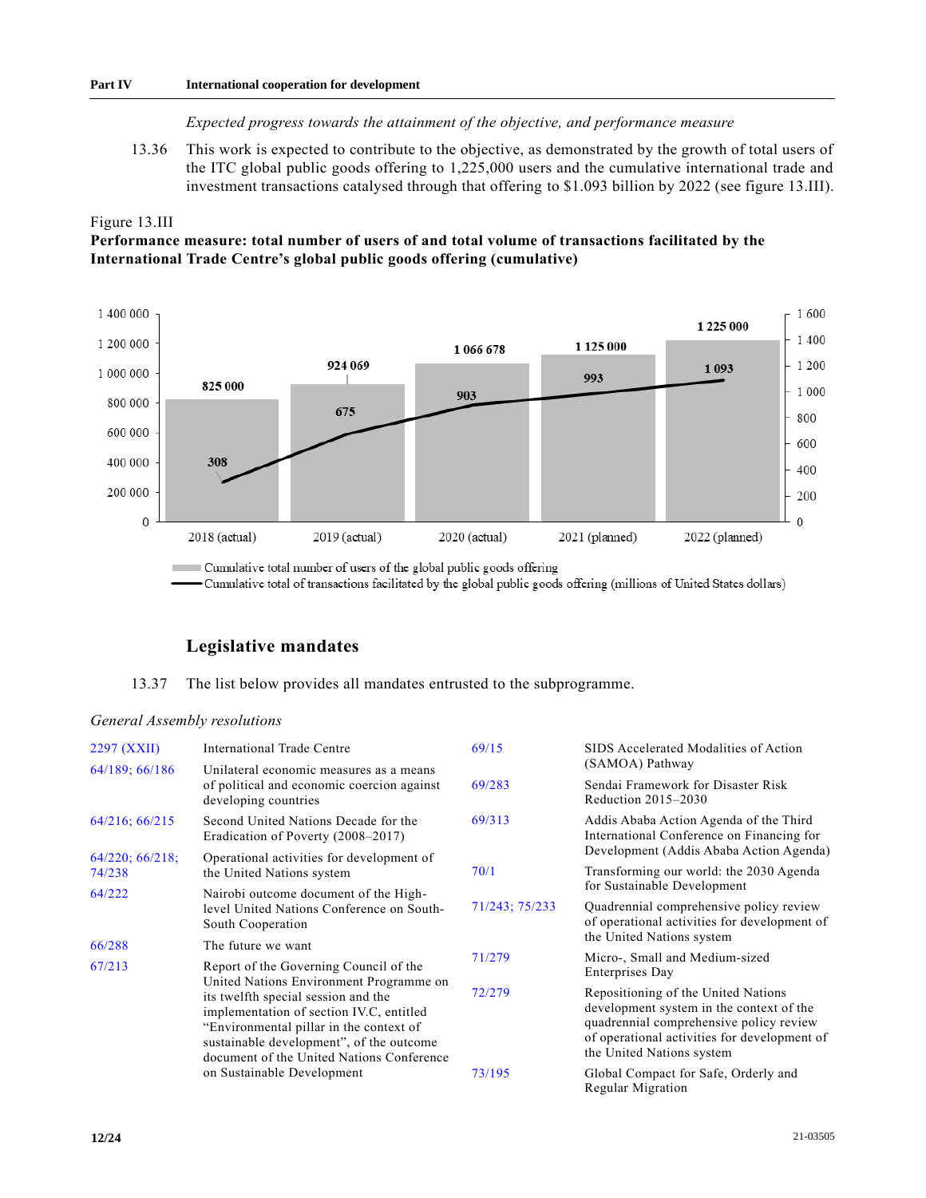*Expected progress towards the attainment of the objective, and performance measure*

13.36 This work is expected to contribute to the objective, as demonstrated by the growth of total users of the ITC global public goods offering to 1,225,000 users and the cumulative international trade and investment transactions catalysed through that offering to $1.093 billion by 2022 (see figure 13.III).

Figure 13.III
**Performance measure: total number of users of and total volume of transactions facilitated by the International Trade Centre's global public goods offering (cumulative)**

| | 2018 (actual) | 2019 (actual) | 2020 (actual) | 2021 (planned) | 2022 (planned) |
|---|---|---|---|---|---|
| Cumulative total number of users of the global public goods offering | 825 000 | 924 069 | 1 066 678 | 1 125 000 | 1 225 000 |
| Cumulative total of transactions facilitated by the global public goods offering (millions of United States dollars) | 308 | 675 | 903 | 993 | 1 093 |

## Legislative mandates

13.37 The list below provides all mandates entrusted to the subprogramme.

*General Assembly resolutions*

| | |
|---|---|
| 2297 (XXII) | International Trade Centre |
| 64/189; 66/186 | Unilateral economic measures as a means of political and economic coercion against developing countries |
| 64/216; 66/215 | Second United Nations Decade for the Eradication of Poverty (2008–2017) |
| 64/220; 66/218; 74/238 | Operational activities for development of the United Nations system |
| 64/222 | Nairobi outcome document of the High-level United Nations Conference on South-South Cooperation |
| 66/288 | The future we want |
| 67/213 | Report of the Governing Council of the United Nations Environment Programme on its twelfth special session and the implementation of section IV.C, entitled "Environmental pillar in the context of sustainable development", of the outcome document of the United Nations Conference on Sustainable Development |
| 69/15 | SIDS Accelerated Modalities of Action (SAMOA) Pathway |
| 69/283 | Sendai Framework for Disaster Risk Reduction 2015–2030 |
| 69/313 | Addis Ababa Action Agenda of the Third International Conference on Financing for Development (Addis Ababa Action Agenda) |
| 70/1 | Transforming our world: the 2030 Agenda for Sustainable Development |
| 71/243; 75/233 | Quadrennial comprehensive policy review of operational activities for development of the United Nations system |
| 71/279 | Micro-, Small and Medium-sized Enterprises Day |
| 72/279 | Repositioning of the United Nations development system in the context of the quadrennial comprehensive policy review of operational activities for development of the United Nations system |
| 73/195 | Global Compact for Safe, Orderly and Regular Migration |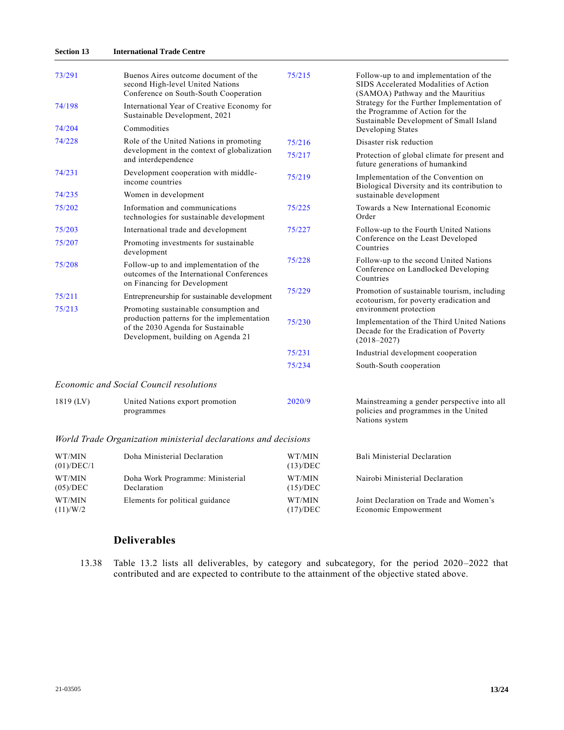| | | | |
|---|---|---|---|
| 73/291 | Buenos Aires outcome document of the second High-level United Nations Conference on South-South Cooperation | 75/215 | Follow-up to and implementation of the SIDS Accelerated Modalities of Action (SAMOA) Pathway and the Mauritius Strategy for the Further Implementation of the Programme of Action for the Sustainable Development of Small Island Developing States |
| 74/198 | International Year of Creative Economy for Sustainable Development, 2021 | | |
| 74/204 | Commodities | | |
| 74/228 | Role of the United Nations in promoting development in the context of globalization and interdependence | 75/216 | Disaster risk reduction |
| | | 75/217 | Protection of global climate for present and future generations of humankind |
| 74/231 | Development cooperation with middle-income countries | 75/219 | Implementation of the Convention on Biological Diversity and its contribution to sustainable development |
| 74/235 | Women in development | | |
| 75/202 | Information and communications technologies for sustainable development | 75/225 | Towards a New International Economic Order |
| 75/203 | International trade and development | 75/227 | Follow-up to the Fourth United Nations Conference on the Least Developed Countries |
| 75/207 | Promoting investments for sustainable development | | |
| 75/208 | Follow-up to and implementation of the outcomes of the International Conferences on Financing for Development | 75/228 | Follow-up to the second United Nations Conference on Landlocked Developing Countries |
| 75/211 | Entrepreneurship for sustainable development | 75/229 | Promotion of sustainable tourism, including ecotourism, for poverty eradication and environment protection |
| 75/213 | Promoting sustainable consumption and production patterns for the implementation of the 2030 Agenda for Sustainable Development, building on Agenda 21 | 75/230 | Implementation of the Third United Nations Decade for the Eradication of Poverty (2018–2027) |
| | | 75/231 | Industrial development cooperation |
| | | 75/234 | South-South cooperation |

*Economic and Social Council resolutions*

| | | | |
|---|---|---|---|
| 1819 (LV) | United Nations export promotion programmes | 2020/9 | Mainstreaming a gender perspective into all policies and programmes in the United Nations system |

*World Trade Organization ministerial declarations and decisions*

| | | | |
|---|---|---|---|
| WT/MIN (01)/DEC/1 | Doha Ministerial Declaration | WT/MIN (13)/DEC | Bali Ministerial Declaration |
| WT/MIN (05)/DEC | Doha Work Programme: Ministerial Declaration | WT/MIN (15)/DEC | Nairobi Ministerial Declaration |
| WT/MIN (11)/W/2 | Elements for political guidance | WT/MIN (17)/DEC | Joint Declaration on Trade and Women's Economic Empowerment |

## Deliverables

13.38 Table 13.2 lists all deliverables, by category and subcategory, for the period 2020–2022 that contributed and are expected to contribute to the attainment of the objective stated above.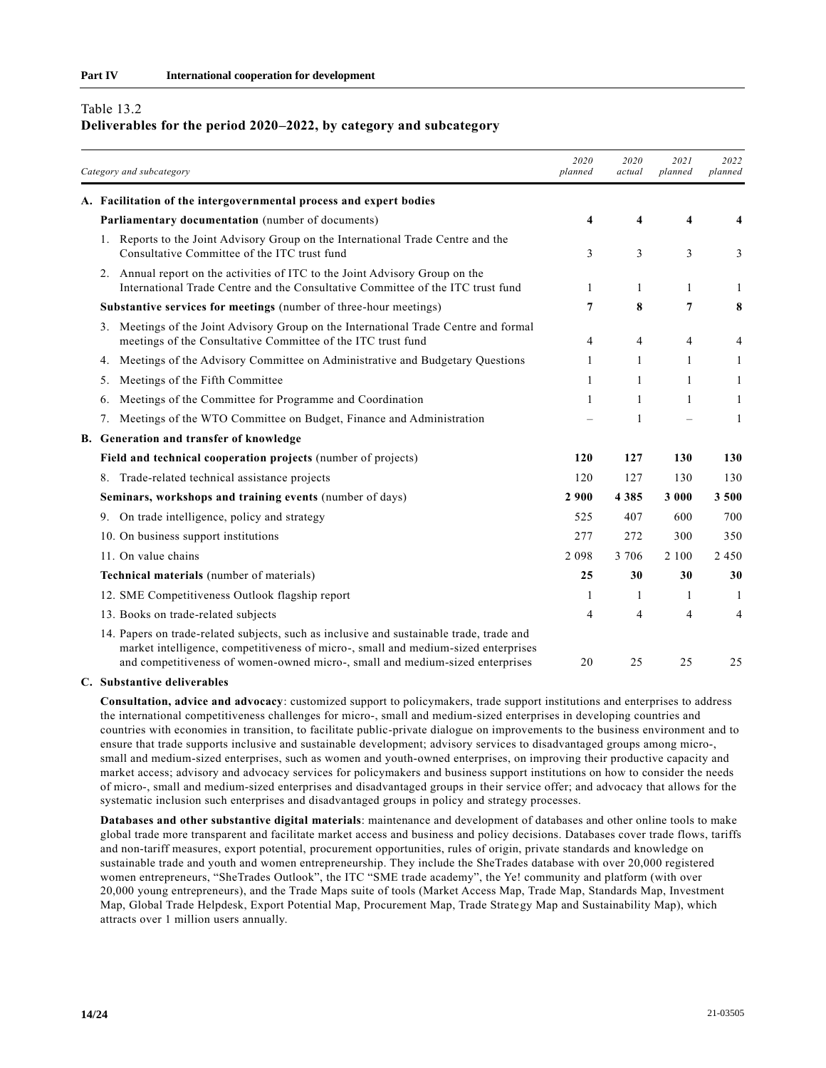Table 13.2
**Deliverables for the period 2020–2022, by category and subcategory**

| Category and subcategory | 2020 planned | 2020 actual | 2021 planned | 2022 planned |
|---|---|---|---|---|
| **A. Facilitation of the intergovernmental process and expert bodies** | | | | |
| **Parliamentary documentation** (number of documents) | **4** | **4** | **4** | **4** |
| 1. Reports to the Joint Advisory Group on the International Trade Centre and the Consultative Committee of the ITC trust fund | 3 | 3 | 3 | 3 |
| 2. Annual report on the activities of ITC to the Joint Advisory Group on the International Trade Centre and the Consultative Committee of the ITC trust fund | 1 | 1 | 1 | 1 |
| **Substantive services for meetings** (number of three-hour meetings) | **7** | **8** | **7** | **8** |
| 3. Meetings of the Joint Advisory Group on the International Trade Centre and formal meetings of the Consultative Committee of the ITC trust fund | 4 | 4 | 4 | 4 |
| 4. Meetings of the Advisory Committee on Administrative and Budgetary Questions | 1 | 1 | 1 | 1 |
| 5. Meetings of the Fifth Committee | 1 | 1 | 1 | 1 |
| 6. Meetings of the Committee for Programme and Coordination | 1 | 1 | 1 | 1 |
| 7. Meetings of the WTO Committee on Budget, Finance and Administration | – | 1 | – | 1 |
| **B. Generation and transfer of knowledge** | | | | |
| **Field and technical cooperation projects** (number of projects) | **120** | **127** | **130** | **130** |
| 8. Trade-related technical assistance projects | 120 | 127 | 130 | 130 |
| **Seminars, workshops and training events** (number of days) | **2 900** | **4 385** | **3 000** | **3 500** |
| 9. On trade intelligence, policy and strategy | 525 | 407 | 600 | 700 |
| 10. On business support institutions | 277 | 272 | 300 | 350 |
| 11. On value chains | 2 098 | 3 706 | 2 100 | 2 450 |
| **Technical materials** (number of materials) | **25** | **30** | **30** | **30** |
| 12. SME Competitiveness Outlook flagship report | 1 | 1 | 1 | 1 |
| 13. Books on trade-related subjects | 4 | 4 | 4 | 4 |
| 14. Papers on trade-related subjects, such as inclusive and sustainable trade, trade and market intelligence, competitiveness of micro-, small and medium-sized enterprises and competitiveness of women-owned micro-, small and medium-sized enterprises | 20 | 25 | 25 | 25 |

**C. Substantive deliverables**

**Consultation, advice and advocacy**: customized support to policymakers, trade support institutions and enterprises to address the international competitiveness challenges for micro-, small and medium-sized enterprises in developing countries and countries with economies in transition, to facilitate public-private dialogue on improvements to the business environment and to ensure that trade supports inclusive and sustainable development; advisory services to disadvantaged groups among micro-, small and medium-sized enterprises, such as women and youth-owned enterprises, on improving their productive capacity and market access; advisory and advocacy services for policymakers and business support institutions on how to consider the needs of micro-, small and medium-sized enterprises and disadvantaged groups in their service offer; and advocacy that allows for the systematic inclusion such enterprises and disadvantaged groups in policy and strategy processes.

**Databases and other substantive digital materials**: maintenance and development of databases and other online tools to make global trade more transparent and facilitate market access and business and policy decisions. Databases cover trade flows, tariffs and non-tariff measures, export potential, procurement opportunities, rules of origin, private standards and knowledge on sustainable trade and youth and women entrepreneurship. They include the SheTrades database with over 20,000 registered women entrepreneurs, "SheTrades Outlook", the ITC "SME trade academy", the Ye! community and platform (with over 20,000 young entrepreneurs), and the Trade Maps suite of tools (Market Access Map, Trade Map, Standards Map, Investment Map, Global Trade Helpdesk, Export Potential Map, Procurement Map, Trade Strategy Map and Sustainability Map), which attracts over 1 million users annually.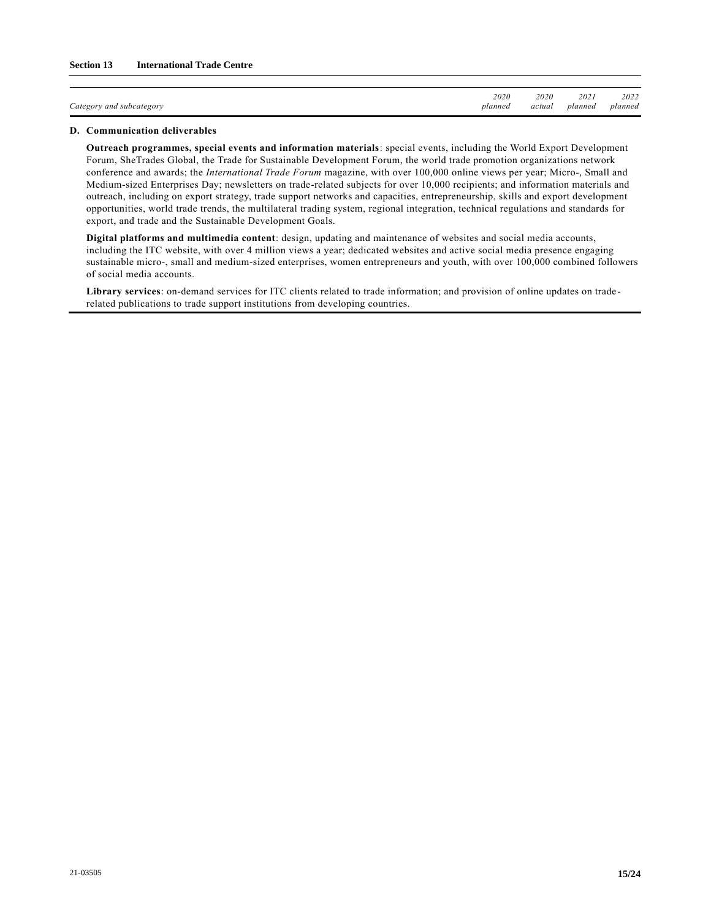| Category and subcategory | 2020 planned | 2020 actual | 2021 planned | 2022 planned |
|---|---|---|---|---|

**D. Communication deliverables**

**Outreach programmes, special events and information materials**: special events, including the World Export Development Forum, SheTrades Global, the Trade for Sustainable Development Forum, the world trade promotion organizations network conference and awards; the *International Trade Forum* magazine, with over 100,000 online views per year; Micro-, Small and Medium-sized Enterprises Day; newsletters on trade-related subjects for over 10,000 recipients; and information materials and outreach, including on export strategy, trade support networks and capacities, entrepreneurship, skills and export development opportunities, world trade trends, the multilateral trading system, regional integration, technical regulations and standards for export, and trade and the Sustainable Development Goals.

**Digital platforms and multimedia content**: design, updating and maintenance of websites and social media accounts, including the ITC website, with over 4 million views a year; dedicated websites and active social media presence engaging sustainable micro-, small and medium-sized enterprises, women entrepreneurs and youth, with over 100,000 combined followers of social media accounts.

**Library services**: on-demand services for ITC clients related to trade information; and provision of online updates on trade-related publications to trade support institutions from developing countries.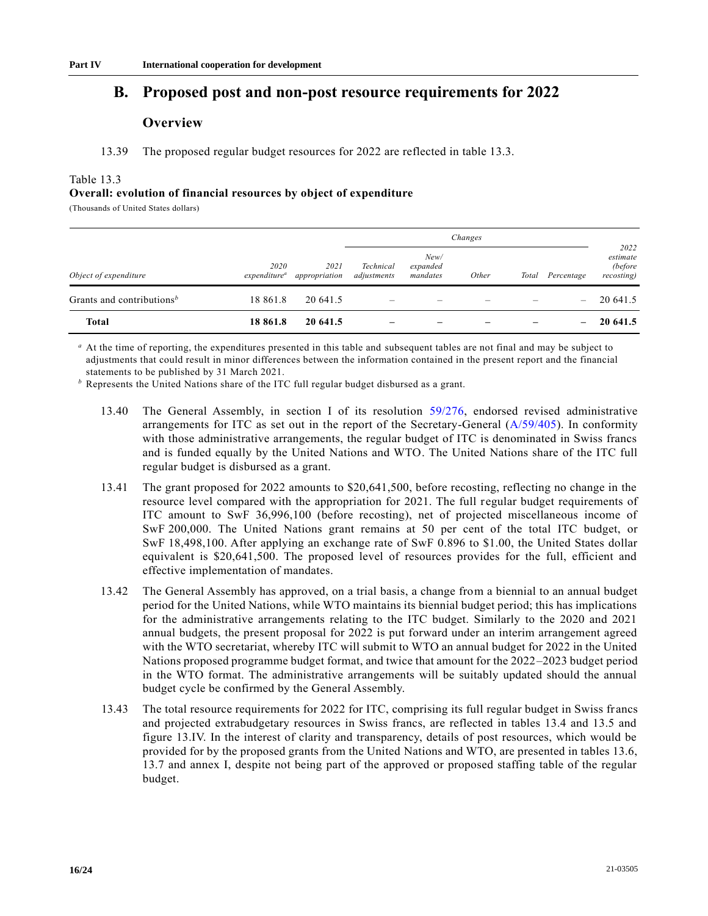## B. Proposed post and non-post resource requirements for 2022

### Overview

13.39 The proposed regular budget resources for 2022 are reflected in table 13.3.

Table 13.3
**Overall: evolution of financial resources by object of expenditure**
(Thousands of United States dollars)

| | | | Changes | | | | | |
|---|---|---|---|---|---|---|---|---|
| *Object of expenditure* | *2020 expenditure*[a] | *2021 appropriation* | *Technical adjustments* | *New/ expanded mandates* | *Other* | *Total* | *Percentage* | *2022 estimate (before recosting)* |
| Grants and contributions[b] | 18 861.8 | 20 641.5 | – | – | – | – | – | 20 641.5 |
| **Total** | **18 861.8** | **20 641.5** | **–** | **–** | **–** | **–** | **–** | **20 641.5** |

[a] At the time of reporting, the expenditures presented in this table and subsequent tables are not final and may be subject to adjustments that could result in minor differences between the information contained in the present report and the financial statements to be published by 31 March 2021.

[b] Represents the United Nations share of the ITC full regular budget disbursed as a grant.

13.40 The General Assembly, in section I of its resolution 59/276, endorsed revised administrative arrangements for ITC as set out in the report of the Secretary-General (A/59/405). In conformity with those administrative arrangements, the regular budget of ITC is denominated in Swiss francs and is funded equally by the United Nations and WTO. The United Nations share of the ITC full regular budget is disbursed as a grant.

13.41 The grant proposed for 2022 amounts to $20,641,500, before recosting, reflecting no change in the resource level compared with the appropriation for 2021. The full regular budget requirements of ITC amount to SwF 36,996,100 (before recosting), net of projected miscellaneous income of SwF 200,000. The United Nations grant remains at 50 per cent of the total ITC budget, or SwF 18,498,100. After applying an exchange rate of SwF 0.896 to $1.00, the United States dollar equivalent is $20,641,500. The proposed level of resources provides for the full, efficient and effective implementation of mandates.

13.42 The General Assembly has approved, on a trial basis, a change from a biennial to an annual budget period for the United Nations, while WTO maintains its biennial budget period; this has implications for the administrative arrangements relating to the ITC budget. Similarly to the 2020 and 2021 annual budgets, the present proposal for 2022 is put forward under an interim arrangement agreed with the WTO secretariat, whereby ITC will submit to WTO an annual budget for 2022 in the United Nations proposed programme budget format, and twice that amount for the 2022–2023 budget period in the WTO format. The administrative arrangements will be suitably updated should the annual budget cycle be confirmed by the General Assembly.

13.43 The total resource requirements for 2022 for ITC, comprising its full regular budget in Swiss francs and projected extrabudgetary resources in Swiss francs, are reflected in tables 13.4 and 13.5 and figure 13.IV. In the interest of clarity and transparency, details of post resources, which would be provided for by the proposed grants from the United Nations and WTO, are presented in tables 13.6, 13.7 and annex I, despite not being part of the approved or proposed staffing table of the regular budget.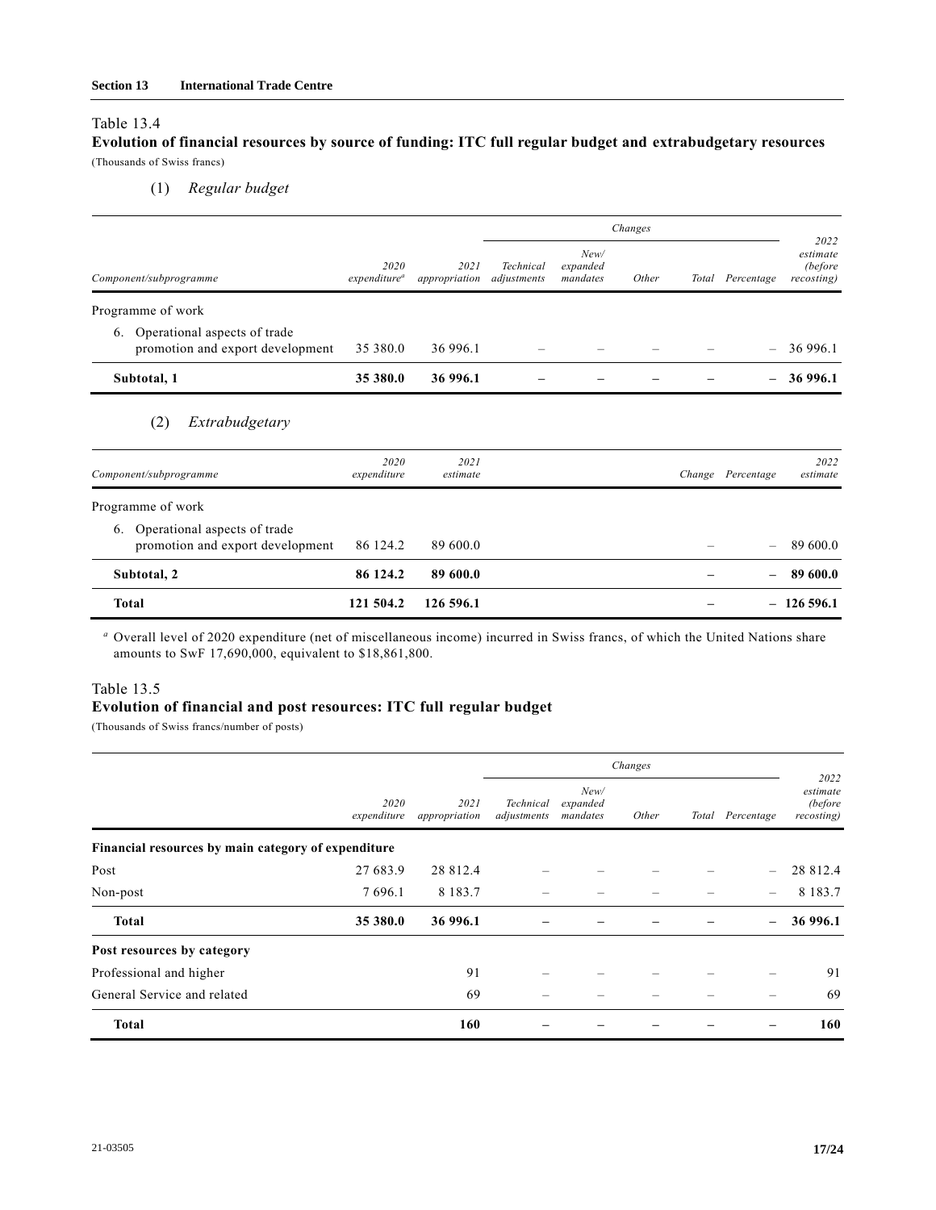Table 13.4

**Evolution of financial resources by source of funding: ITC full regular budget and extrabudgetary resources**

(Thousands of Swiss francs)

(1) *Regular budget*

| | | | Changes | | | | | 2022 estimate (before recosting) |
|---|---|---|---|---|---|---|---|---|
| *Component/subprogramme* | *2020 expenditure*[a] | *2021 appropriation* | *Technical adjustments* | *New/ expanded mandates* | *Other* | *Total* | *Percentage* | |
| Programme of work | | | | | | | | |
| 6. Operational aspects of trade promotion and export development | 35 380.0 | 36 996.1 | – | – | – | – | – | 36 996.1 |
| **Subtotal, 1** | **35 380.0** | **36 996.1** | **–** | **–** | **–** | **–** | **–** | **36 996.1** |

(2) *Extrabudgetary*

| *Component/subprogramme* | *2020 expenditure* | *2021 estimate* | *Change* | *Percentage* | *2022 estimate* |
|---|---|---|---|---|---|
| Programme of work | | | | | |
| 6. Operational aspects of trade promotion and export development | 86 124.2 | 89 600.0 | – | – | 89 600.0 |
| **Subtotal, 2** | **86 124.2** | **89 600.0** | **–** | **–** | **89 600.0** |
| **Total** | **121 504.2** | **126 596.1** | **–** | **–** | **126 596.1** |

[a] Overall level of 2020 expenditure (net of miscellaneous income) incurred in Swiss francs, of which the United Nations share amounts to SwF 17,690,000, equivalent to $18,861,800.

Table 13.5

**Evolution of financial and post resources: ITC full regular budget**

(Thousands of Swiss francs/number of posts)

| | | | Changes | | | | | 2022 estimate (before recosting) |
|---|---|---|---|---|---|---|---|---|
| | *2020 expenditure* | *2021 appropriation* | *Technical adjustments* | *New/ expanded mandates* | *Other* | *Total* | *Percentage* | |
| **Financial resources by main category of expenditure** | | | | | | | | |
| Post | 27 683.9 | 28 812.4 | – | – | – | – | – | 28 812.4 |
| Non-post | 7 696.1 | 8 183.7 | – | – | – | – | – | 8 183.7 |
| **Total** | **35 380.0** | **36 996.1** | **–** | **–** | **–** | **–** | **–** | **36 996.1** |
| **Post resources by category** | | | | | | | | |
| Professional and higher | | 91 | – | – | – | – | – | 91 |
| General Service and related | | 69 | – | – | – | – | – | 69 |
| **Total** | | **160** | **–** | **–** | **–** | **–** | **–** | **160** |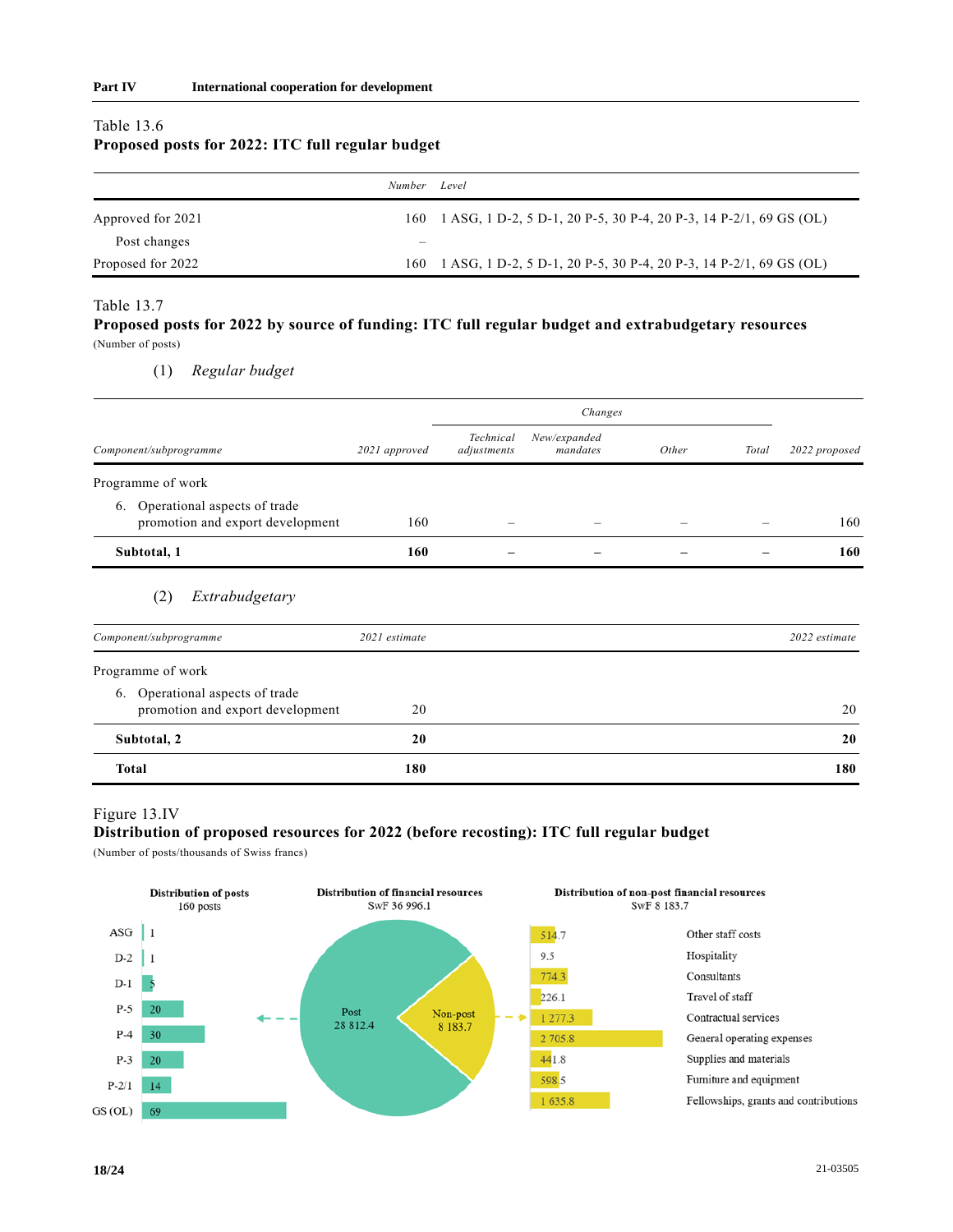Table 13.6
**Proposed posts for 2022: ITC full regular budget**

| | *Number* | *Level* |
|---|---|---|
| Approved for 2021 | 160 | 1 ASG, 1 D-2, 5 D-1, 20 P-5, 30 P-4, 20 P-3, 14 P-2/1, 69 GS (OL) |
| Post changes | – | |
| Proposed for 2022 | 160 | 1 ASG, 1 D-2, 5 D-1, 20 P-5, 30 P-4, 20 P-3, 14 P-2/1, 69 GS (OL) |

Table 13.7
**Proposed posts for 2022 by source of funding: ITC full regular budget and extrabudgetary resources**
(Number of posts)

(1) *Regular budget*

| | | *Changes* | | | | |
|---|---|---|---|---|---|---|
| *Component/subprogramme* | *2021 approved* | *Technical adjustments* | *New/expanded mandates* | *Other* | *Total* | *2022 proposed* |
| Programme of work | | | | | | |
| 6. Operational aspects of trade promotion and export development | 160 | – | – | – | – | 160 |
| **Subtotal, 1** | **160** | **–** | **–** | **–** | **–** | **160** |

(2) *Extrabudgetary*

| *Component/subprogramme* | *2021 estimate* | *2022 estimate* |
|---|---|---|
| Programme of work | | |
| 6. Operational aspects of trade promotion and export development | 20 | 20 |
| **Subtotal, 2** | **20** | **20** |
| **Total** | **180** | **180** |

Figure 13.IV
**Distribution of proposed resources for 2022 (before recosting): ITC full regular budget**
(Number of posts/thousands of Swiss francs)

**Distribution of posts**
160 posts

| Level | Posts |
|---|---|
| ASG | 1 |
| D-2 | 1 |
| D-1 | 5 |
| P-5 | 20 |
| P-4 | 30 |
| P-3 | 20 |
| P-2/1 | 14 |
| GS (OL) | 69 |

**Distribution of financial resources**
SwF 36 996.1

| | |
|---|---|
| Post | 28 812.4 |
| Non-post | 8 183.7 |

**Distribution of non-post financial resources**
SwF 8 183.7

| Item | Amount |
|---|---|
| Other staff costs | 514.7 |
| Hospitality | 9.5 |
| Consultants | 774.3 |
| Travel of staff | 226.1 |
| Contractual services | 1 277.3 |
| General operating expenses | 2 705.8 |
| Supplies and materials | 441.8 |
| Furniture and equipment | 598.5 |
| Fellowships, grants and contributions | 1 635.8 |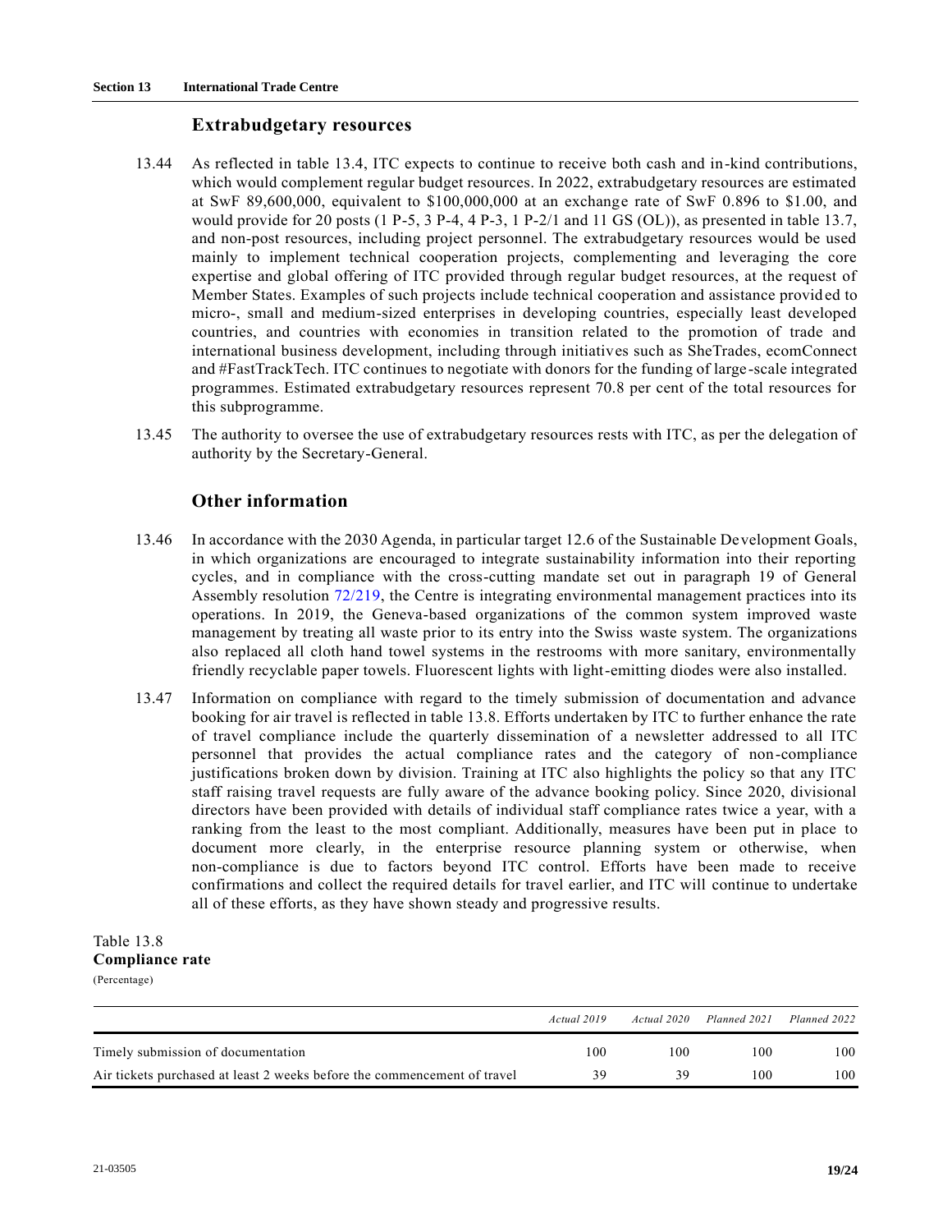### Extrabudgetary resources

13.44 As reflected in table 13.4, ITC expects to continue to receive both cash and in-kind contributions, which would complement regular budget resources. In 2022, extrabudgetary resources are estimated at SwF 89,600,000, equivalent to $100,000,000 at an exchange rate of SwF 0.896 to $1.00, and would provide for 20 posts (1 P-5, 3 P-4, 4 P-3, 1 P-2/1 and 11 GS (OL)), as presented in table 13.7, and non-post resources, including project personnel. The extrabudgetary resources would be used mainly to implement technical cooperation projects, complementing and leveraging the core expertise and global offering of ITC provided through regular budget resources, at the request of Member States. Examples of such projects include technical cooperation and assistance provided to micro-, small and medium-sized enterprises in developing countries, especially least developed countries, and countries with economies in transition related to the promotion of trade and international business development, including through initiatives such as SheTrades, ecomConnect and #FastTrackTech. ITC continues to negotiate with donors for the funding of large-scale integrated programmes. Estimated extrabudgetary resources represent 70.8 per cent of the total resources for this subprogramme.

13.45 The authority to oversee the use of extrabudgetary resources rests with ITC, as per the delegation of authority by the Secretary-General.

### Other information

13.46 In accordance with the 2030 Agenda, in particular target 12.6 of the Sustainable Development Goals, in which organizations are encouraged to integrate sustainability information into their reporting cycles, and in compliance with the cross-cutting mandate set out in paragraph 19 of General Assembly resolution 72/219, the Centre is integrating environmental management practices into its operations. In 2019, the Geneva-based organizations of the common system improved waste management by treating all waste prior to its entry into the Swiss waste system. The organizations also replaced all cloth hand towel systems in the restrooms with more sanitary, environmentally friendly recyclable paper towels. Fluorescent lights with light-emitting diodes were also installed.

13.47 Information on compliance with regard to the timely submission of documentation and advance booking for air travel is reflected in table 13.8. Efforts undertaken by ITC to further enhance the rate of travel compliance include the quarterly dissemination of a newsletter addressed to all ITC personnel that provides the actual compliance rates and the category of non-compliance justifications broken down by division. Training at ITC also highlights the policy so that any ITC staff raising travel requests are fully aware of the advance booking policy. Since 2020, divisional directors have been provided with details of individual staff compliance rates twice a year, with a ranking from the least to the most compliant. Additionally, measures have been put in place to document more clearly, in the enterprise resource planning system or otherwise, when non-compliance is due to factors beyond ITC control. Efforts have been made to receive confirmations and collect the required details for travel earlier, and ITC will continue to undertake all of these efforts, as they have shown steady and progressive results.

Table 13.8
**Compliance rate**
(Percentage)

| | *Actual 2019* | *Actual 2020* | *Planned 2021* | *Planned 2022* |
|---|---|---|---|---|
| Timely submission of documentation | 100 | 100 | 100 | 100 |
| Air tickets purchased at least 2 weeks before the commencement of travel | 39 | 39 | 100 | 100 |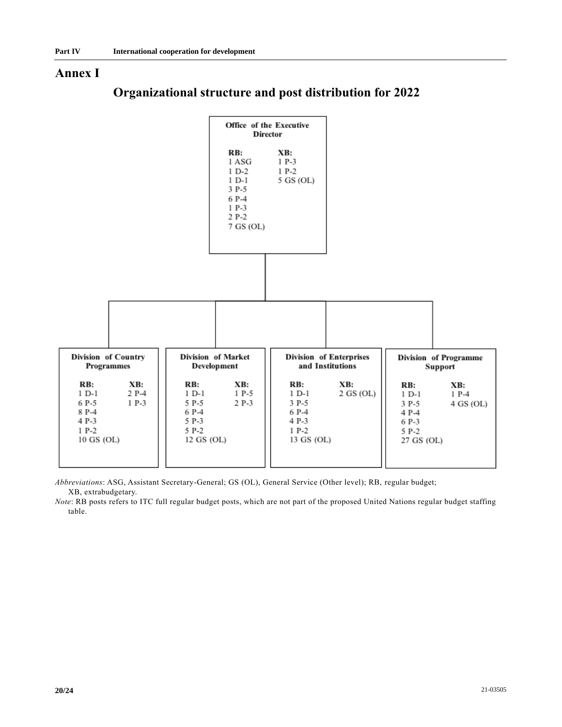# Annex I

## Organizational structure and post distribution for 2022

**Office of the Executive Director**

| RB: | XB: |
| --- | --- |
| 1 ASG | 1 P-3 |
| 1 D-2 | 1 P-2 |
| 1 D-1 | 5 GS (OL) |
| 3 P-5 | |
| 6 P-4 | |
| 1 P-3 | |
| 2 P-2 | |
| 7 GS (OL) | |

**Division of Country Programmes**

| RB: | XB: |
| --- | --- |
| 1 D-1 | 2 P-4 |
| 6 P-5 | 1 P-3 |
| 8 P-4 | |
| 4 P-3 | |
| 1 P-2 | |
| 10 GS (OL) | |

**Division of Market Development**

| RB: | XB: |
| --- | --- |
| 1 D-1 | 1 P-5 |
| 5 P-5 | 2 P-3 |
| 6 P-4 | |
| 5 P-3 | |
| 5 P-2 | |
| 12 GS (OL) | |

**Division of Enterprises and Institutions**

| RB: | XB: |
| --- | --- |
| 1 D-1 | 2 GS (OL) |
| 3 P-5 | |
| 6 P-4 | |
| 4 P-3 | |
| 1 P-2 | |
| 13 GS (OL) | |

**Division of Programme Support**

| RB: | XB: |
| --- | --- |
| 1 D-1 | 1 P-4 |
| 3 P-5 | 4 GS (OL) |
| 4 P-4 | |
| 6 P-3 | |
| 5 P-2 | |
| 27 GS (OL) | |

*Abbreviations*: ASG, Assistant Secretary-General; GS (OL), General Service (Other level); RB, regular budget; XB, extrabudgetary.

*Note*: RB posts refers to ITC full regular budget posts, which are not part of the proposed United Nations regular budget staffing table.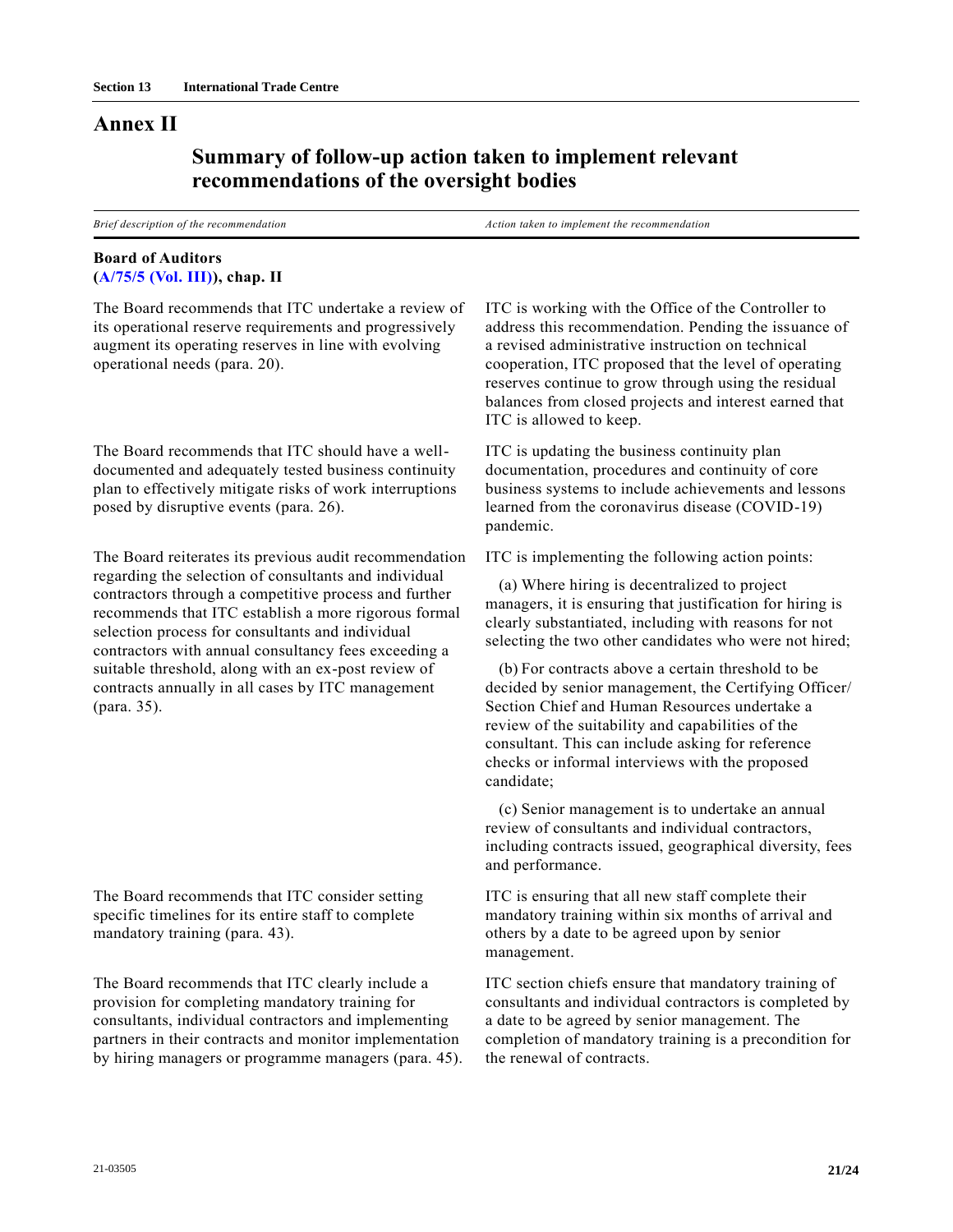# Annex II

## Summary of follow-up action taken to implement relevant recommendations of the oversight bodies

| *Brief description of the recommendation* | *Action taken to implement the recommendation* |
| --- | --- |
| **Board of Auditors (A/75/5 (Vol. III)), chap. II** | |
| The Board recommends that ITC undertake a review of its operational reserve requirements and progressively augment its operating reserves in line with evolving operational needs (para. 20). | ITC is working with the Office of the Controller to address this recommendation. Pending the issuance of a revised administrative instruction on technical cooperation, ITC proposed that the level of operating reserves continue to grow through using the residual balances from closed projects and interest earned that ITC is allowed to keep. |
| The Board recommends that ITC should have a well-documented and adequately tested business continuity plan to effectively mitigate risks of work interruptions posed by disruptive events (para. 26). | ITC is updating the business continuity plan documentation, procedures and continuity of core business systems to include achievements and lessons learned from the coronavirus disease (COVID-19) pandemic. |
| The Board reiterates its previous audit recommendation regarding the selection of consultants and individual contractors through a competitive process and further recommends that ITC establish a more rigorous formal selection process for consultants and individual contractors with annual consultancy fees exceeding a suitable threshold, along with an ex-post review of contracts annually in all cases by ITC management (para. 35). | ITC is implementing the following action points:<br><br>(a) Where hiring is decentralized to project managers, it is ensuring that justification for hiring is clearly substantiated, including with reasons for not selecting the two other candidates who were not hired;<br><br>(b) For contracts above a certain threshold to be decided by senior management, the Certifying Officer/ Section Chief and Human Resources undertake a review of the suitability and capabilities of the consultant. This can include asking for reference checks or informal interviews with the proposed candidate;<br><br>(c) Senior management is to undertake an annual review of consultants and individual contractors, including contracts issued, geographical diversity, fees and performance. |
| The Board recommends that ITC consider setting specific timelines for its entire staff to complete mandatory training (para. 43). | ITC is ensuring that all new staff complete their mandatory training within six months of arrival and others by a date to be agreed upon by senior management. |
| The Board recommends that ITC clearly include a provision for completing mandatory training for consultants, individual contractors and implementing partners in their contracts and monitor implementation by hiring managers or programme managers (para. 45). | ITC section chiefs ensure that mandatory training of consultants and individual contractors is completed by a date to be agreed by senior management. The completion of mandatory training is a precondition for the renewal of contracts. |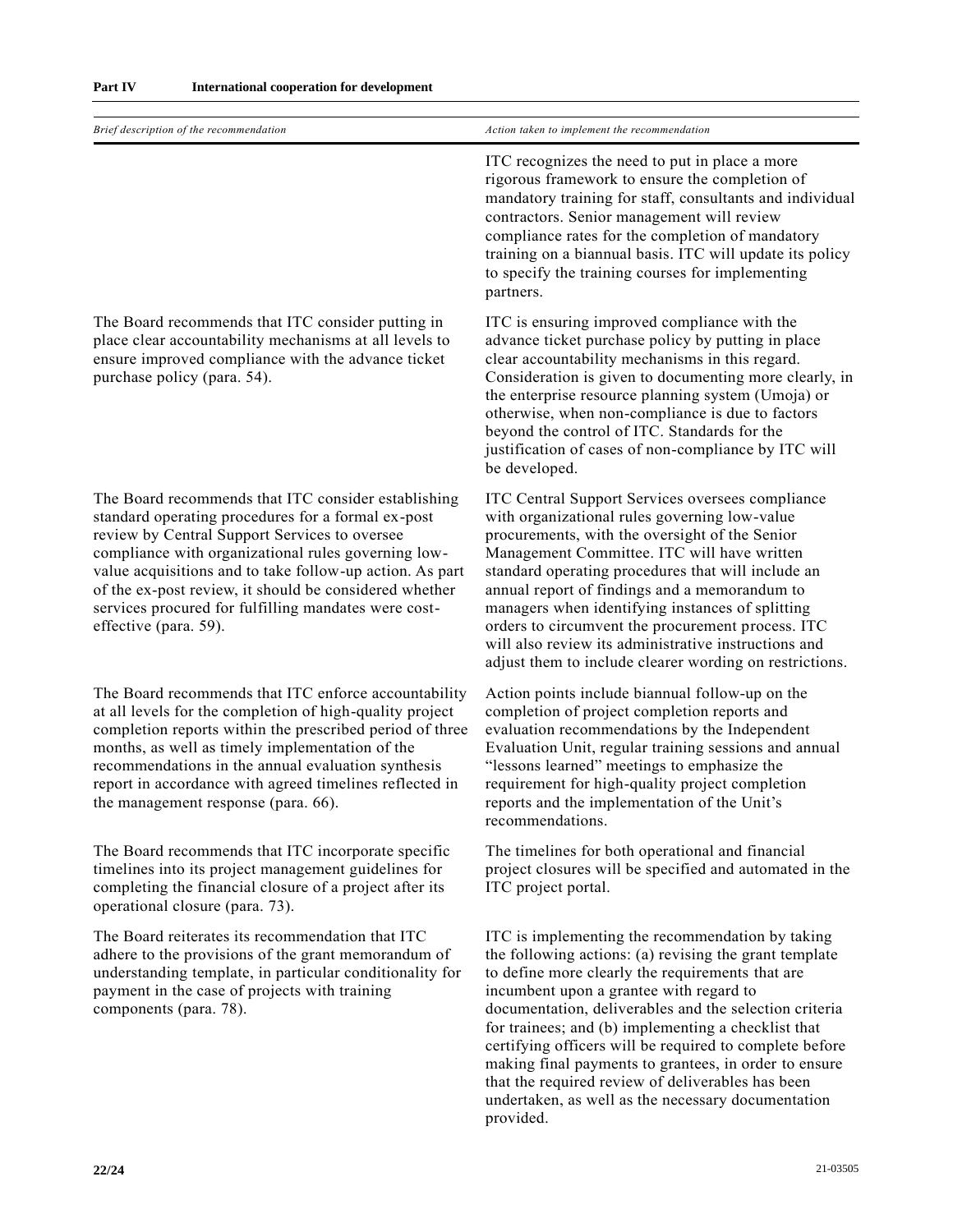| Brief description of the recommendation | Action taken to implement the recommendation |
|---|---|
| | ITC recognizes the need to put in place a more rigorous framework to ensure the completion of mandatory training for staff, consultants and individual contractors. Senior management will review compliance rates for the completion of mandatory training on a biannual basis. ITC will update its policy to specify the training courses for implementing partners. |
| The Board recommends that ITC consider putting in place clear accountability mechanisms at all levels to ensure improved compliance with the advance ticket purchase policy (para. 54). | ITC is ensuring improved compliance with the advance ticket purchase policy by putting in place clear accountability mechanisms in this regard. Consideration is given to documenting more clearly, in the enterprise resource planning system (Umoja) or otherwise, when non-compliance is due to factors beyond the control of ITC. Standards for the justification of cases of non-compliance by ITC will be developed. |
| The Board recommends that ITC consider establishing standard operating procedures for a formal ex-post review by Central Support Services to oversee compliance with organizational rules governing low-value acquisitions and to take follow-up action. As part of the ex-post review, it should be considered whether services procured for fulfilling mandates were cost-effective (para. 59). | ITC Central Support Services oversees compliance with organizational rules governing low-value procurements, with the oversight of the Senior Management Committee. ITC will have written standard operating procedures that will include an annual report of findings and a memorandum to managers when identifying instances of splitting orders to circumvent the procurement process. ITC will also review its administrative instructions and adjust them to include clearer wording on restrictions. |
| The Board recommends that ITC enforce accountability at all levels for the completion of high-quality project completion reports within the prescribed period of three months, as well as timely implementation of the recommendations in the annual evaluation synthesis report in accordance with agreed timelines reflected in the management response (para. 66). | Action points include biannual follow-up on the completion of project completion reports and evaluation recommendations by the Independent Evaluation Unit, regular training sessions and annual "lessons learned" meetings to emphasize the requirement for high-quality project completion reports and the implementation of the Unit's recommendations. |
| The Board recommends that ITC incorporate specific timelines into its project management guidelines for completing the financial closure of a project after its operational closure (para. 73). | The timelines for both operational and financial project closures will be specified and automated in the ITC project portal. |
| The Board reiterates its recommendation that ITC adhere to the provisions of the grant memorandum of understanding template, in particular conditionality for payment in the case of projects with training components (para. 78). | ITC is implementing the recommendation by taking the following actions: (a) revising the grant template to define more clearly the requirements that are incumbent upon a grantee with regard to documentation, deliverables and the selection criteria for trainees; and (b) implementing a checklist that certifying officers will be required to complete before making final payments to grantees, in order to ensure that the required review of deliverables has been undertaken, as well as the necessary documentation provided. |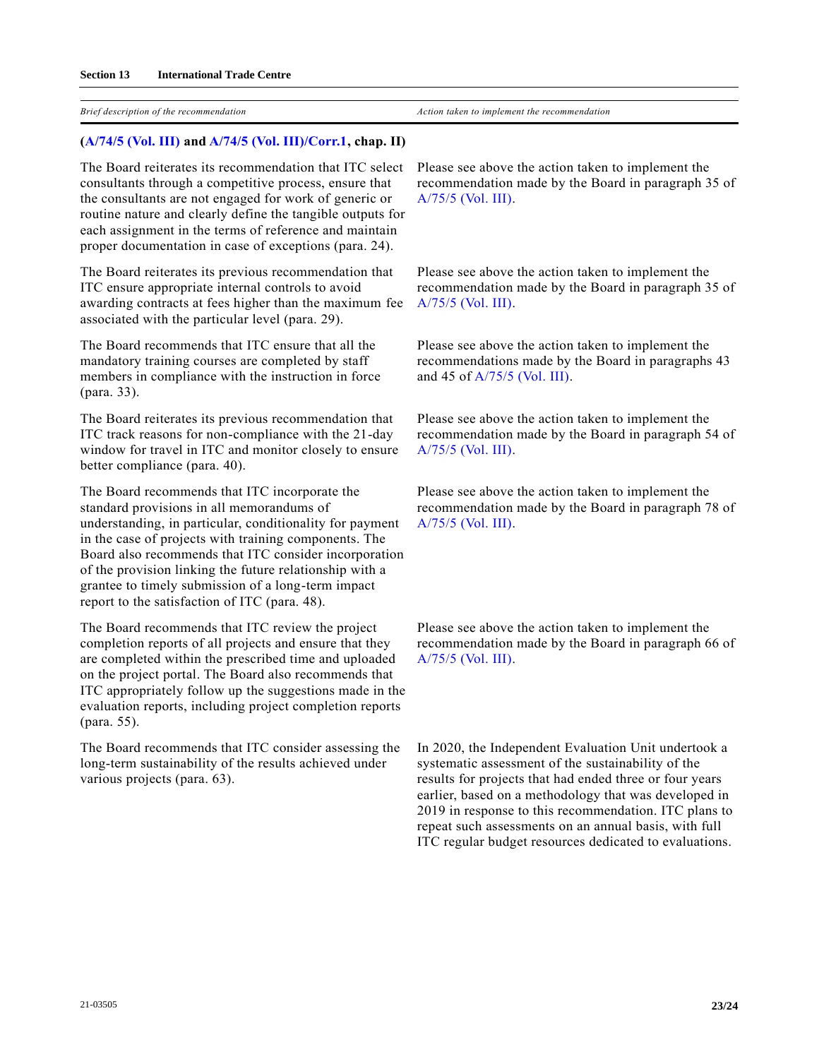| Brief description of the recommendation | Action taken to implement the recommendation |
|---|---|
| **(A/74/5 (Vol. III) and A/74/5 (Vol. III)/Corr.1, chap. II)** | |
| The Board reiterates its recommendation that ITC select consultants through a competitive process, ensure that the consultants are not engaged for work of generic or routine nature and clearly define the tangible outputs for each assignment in the terms of reference and maintain proper documentation in case of exceptions (para. 24). | Please see above the action taken to implement the recommendation made by the Board in paragraph 35 of A/75/5 (Vol. III). |
| The Board reiterates its previous recommendation that ITC ensure appropriate internal controls to avoid awarding contracts at fees higher than the maximum fee associated with the particular level (para. 29). | Please see above the action taken to implement the recommendation made by the Board in paragraph 35 of A/75/5 (Vol. III). |
| The Board recommends that ITC ensure that all the mandatory training courses are completed by staff members in compliance with the instruction in force (para. 33). | Please see above the action taken to implement the recommendations made by the Board in paragraphs 43 and 45 of A/75/5 (Vol. III). |
| The Board reiterates its previous recommendation that ITC track reasons for non-compliance with the 21-day window for travel in ITC and monitor closely to ensure better compliance (para. 40). | Please see above the action taken to implement the recommendation made by the Board in paragraph 54 of A/75/5 (Vol. III). |
| The Board recommends that ITC incorporate the standard provisions in all memorandums of understanding, in particular, conditionality for payment in the case of projects with training components. The Board also recommends that ITC consider incorporation of the provision linking the future relationship with a grantee to timely submission of a long-term impact report to the satisfaction of ITC (para. 48). | Please see above the action taken to implement the recommendation made by the Board in paragraph 78 of A/75/5 (Vol. III). |
| The Board recommends that ITC review the project completion reports of all projects and ensure that they are completed within the prescribed time and uploaded on the project portal. The Board also recommends that ITC appropriately follow up the suggestions made in the evaluation reports, including project completion reports (para. 55). | Please see above the action taken to implement the recommendation made by the Board in paragraph 66 of A/75/5 (Vol. III). |
| The Board recommends that ITC consider assessing the long-term sustainability of the results achieved under various projects (para. 63). | In 2020, the Independent Evaluation Unit undertook a systematic assessment of the sustainability of the results for projects that had ended three or four years earlier, based on a methodology that was developed in 2019 in response to this recommendation. ITC plans to repeat such assessments on an annual basis, with full ITC regular budget resources dedicated to evaluations. |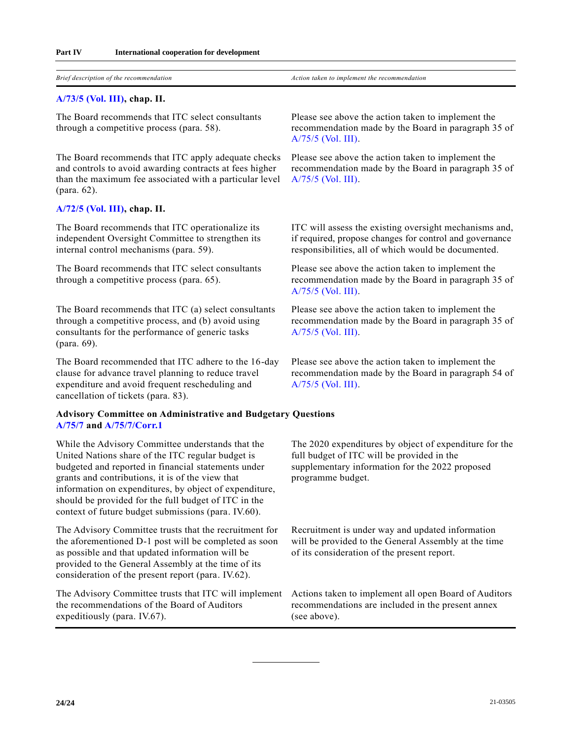| *Brief description of the recommendation* | *Action taken to implement the recommendation* |
|---|---|
| **A/73/5 (Vol. III), chap. II.** | |
| The Board recommends that ITC select consultants through a competitive process (para. 58). | Please see above the action taken to implement the recommendation made by the Board in paragraph 35 of A/75/5 (Vol. III). |
| The Board recommends that ITC apply adequate checks and controls to avoid awarding contracts at fees higher than the maximum fee associated with a particular level (para. 62). | Please see above the action taken to implement the recommendation made by the Board in paragraph 35 of A/75/5 (Vol. III). |
| **A/72/5 (Vol. III), chap. II.** | |
| The Board recommends that ITC operationalize its independent Oversight Committee to strengthen its internal control mechanisms (para. 59). | ITC will assess the existing oversight mechanisms and, if required, propose changes for control and governance responsibilities, all of which would be documented. |
| The Board recommends that ITC select consultants through a competitive process (para. 65). | Please see above the action taken to implement the recommendation made by the Board in paragraph 35 of A/75/5 (Vol. III). |
| The Board recommends that ITC (a) select consultants through a competitive process, and (b) avoid using consultants for the performance of generic tasks (para. 69). | Please see above the action taken to implement the recommendation made by the Board in paragraph 35 of A/75/5 (Vol. III). |
| The Board recommended that ITC adhere to the 16-day clause for advance travel planning to reduce travel expenditure and avoid frequent rescheduling and cancellation of tickets (para. 83). | Please see above the action taken to implement the recommendation made by the Board in paragraph 54 of A/75/5 (Vol. III). |
| **Advisory Committee on Administrative and Budgetary Questions A/75/7 and A/75/7/Corr.1** | |
| While the Advisory Committee understands that the United Nations share of the ITC regular budget is budgeted and reported in financial statements under grants and contributions, it is of the view that information on expenditures, by object of expenditure, should be provided for the full budget of ITC in the context of future budget submissions (para. IV.60). | The 2020 expenditures by object of expenditure for the full budget of ITC will be provided in the supplementary information for the 2022 proposed programme budget. |
| The Advisory Committee trusts that the recruitment for the aforementioned D-1 post will be completed as soon as possible and that updated information will be provided to the General Assembly at the time of its consideration of the present report (para. IV.62). | Recruitment is under way and updated information will be provided to the General Assembly at the time of its consideration of the present report. |
| The Advisory Committee trusts that ITC will implement the recommendations of the Board of Auditors expeditiously (para. IV.67). | Actions taken to implement all open Board of Auditors recommendations are included in the present annex (see above). |